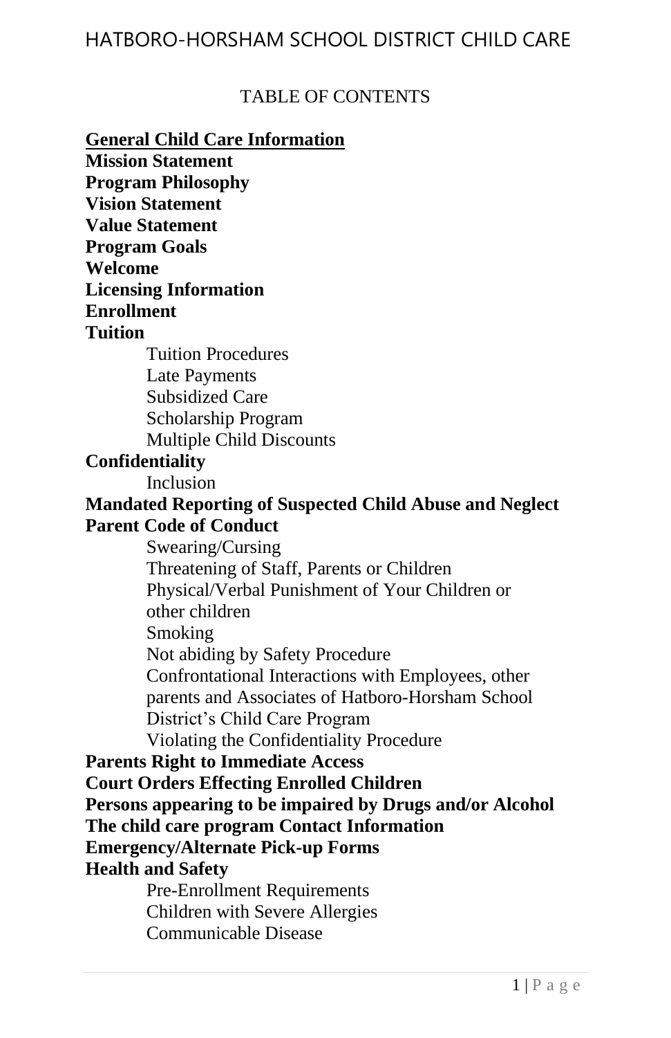TABLE OF CONTENTS

**General Child Care Information**

**Mission Statement**

**Program Philosophy**

**Vision Statement**

**Value Statement**

**Program Goals**

**Welcome**

**Licensing Information**

**Enrollment**

**Tuition**

- Tuition Procedures
- Late Payments
- Subsidized Care
- Scholarship Program
- Multiple Child Discounts

**Confidentiality**

- Inclusion

**Mandated Reporting of Suspected Child Abuse and Neglect**

**Parent Code of Conduct**

- Swearing/Cursing
- Threatening of Staff, Parents or Children
- Physical/Verbal Punishment of Your Children or other children
- Smoking
- Not abiding by Safety Procedure
- Confrontational Interactions with Employees, other parents and Associates of Hatboro-Horsham School District's Child Care Program
- Violating the Confidentiality Procedure

**Parents Right to Immediate Access**

**Court Orders Effecting Enrolled Children**

**Persons appearing to be impaired by Drugs and/or Alcohol**

**The child care program Contact Information**

**Emergency/Alternate Pick-up Forms**

**Health and Safety**

- Pre-Enrollment Requirements
- Children with Severe Allergies
- Communicable Disease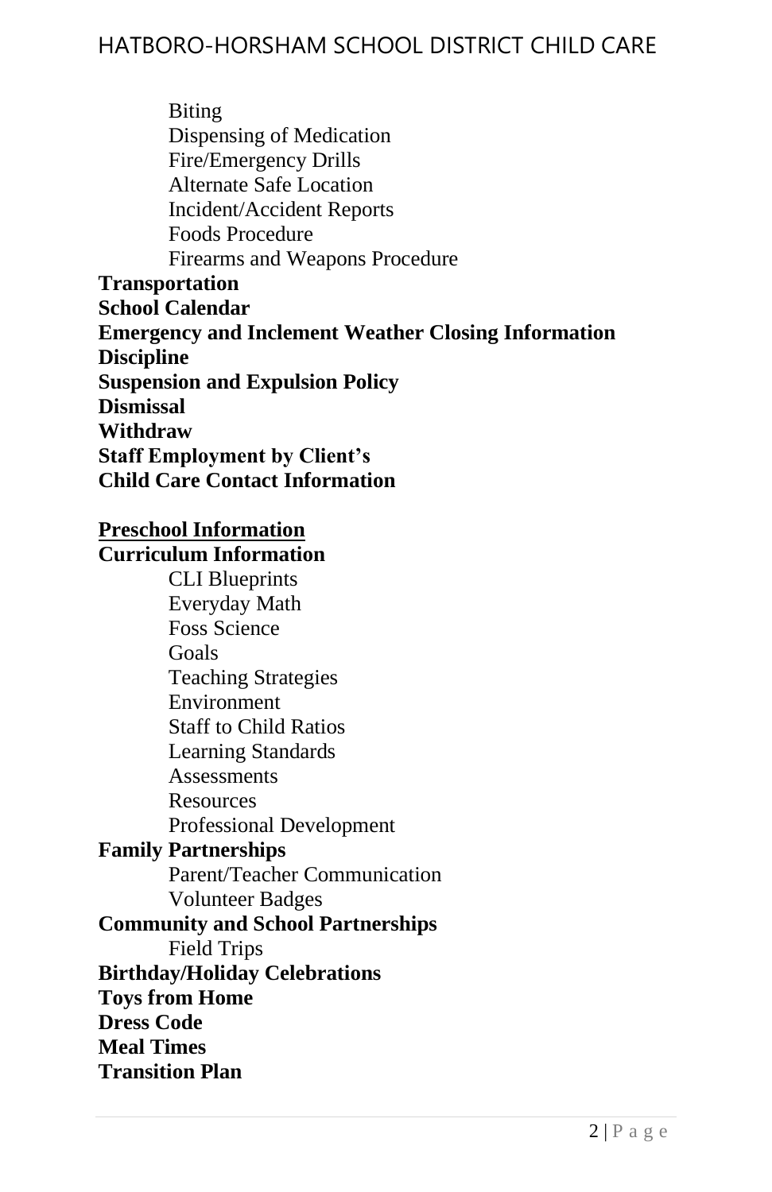- Biting
- Dispensing of Medication
- Fire/Emergency Drills
- Alternate Safe Location
- Incident/Accident Reports
- Foods Procedure
- Firearms and Weapons Procedure

**Transportation**
**School Calendar**
**Emergency and Inclement Weather Closing Information**
**Discipline**
**Suspension and Expulsion Policy**
**Dismissal**
**Withdraw**
**Staff Employment by Client's**
**Child Care Contact Information**

**<u>Preschool Information</u>**

**Curriculum Information**

- CLI Blueprints
- Everyday Math
- Foss Science
- Goals
- Teaching Strategies
- Environment
- Staff to Child Ratios
- Learning Standards
- Assessments
- Resources
- Professional Development

**Family Partnerships**

- Parent/Teacher Communication
- Volunteer Badges

**Community and School Partnerships**

- Field Trips

**Birthday/Holiday Celebrations**
**Toys from Home**
**Dress Code**
**Meal Times**
**Transition Plan**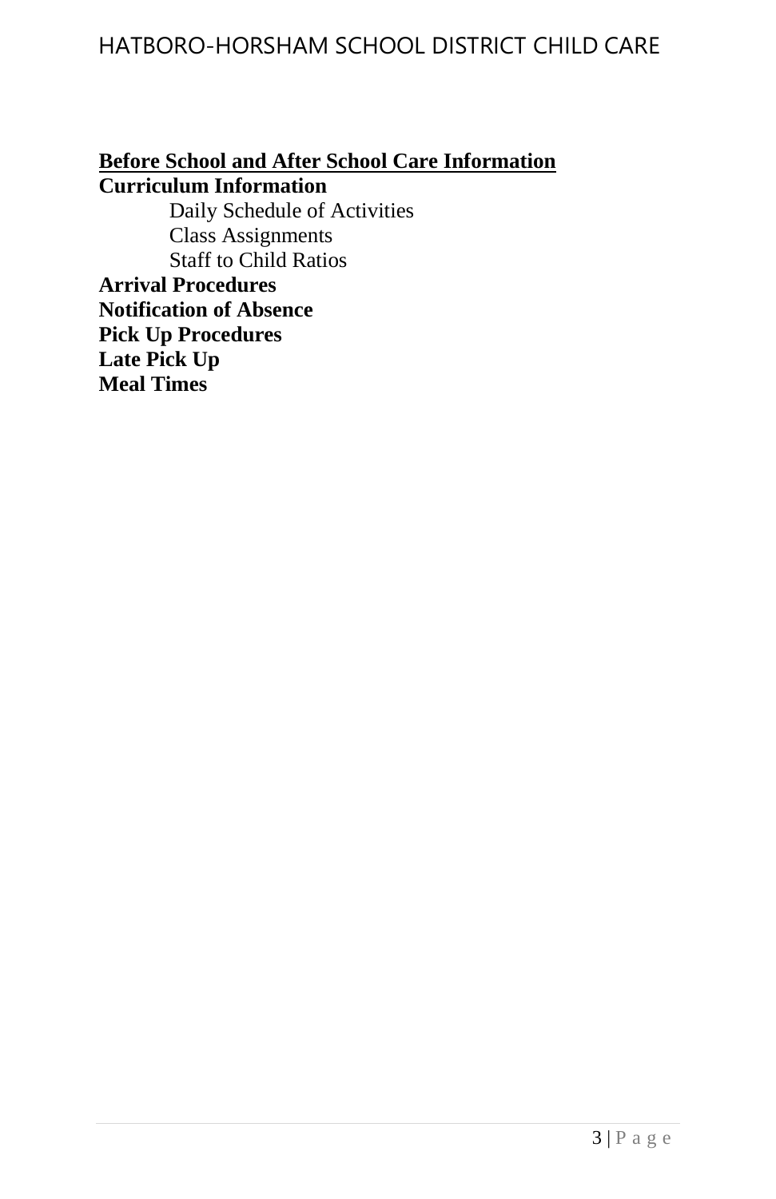**<u>Before School and After School Care Information</u>**

**Curriculum Information**

- Daily Schedule of Activities
- Class Assignments
- Staff to Child Ratios

**Arrival Procedures**

**Notification of Absence**

**Pick Up Procedures**

**Late Pick Up**

**Meal Times**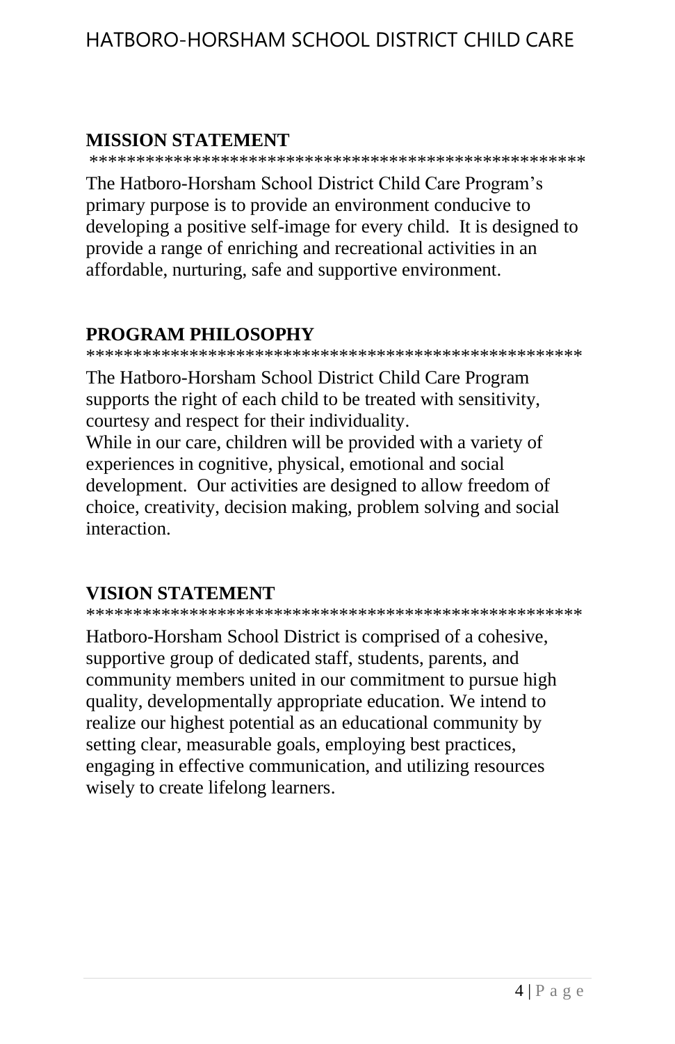## MISSION STATEMENT

*****************************************************

The Hatboro-Horsham School District Child Care Program's primary purpose is to provide an environment conducive to developing a positive self-image for every child. It is designed to provide a range of enriching and recreational activities in an affordable, nurturing, safe and supportive environment.

## PROGRAM PHILOSOPHY

*****************************************************

The Hatboro-Horsham School District Child Care Program supports the right of each child to be treated with sensitivity, courtesy and respect for their individuality.

While in our care, children will be provided with a variety of experiences in cognitive, physical, emotional and social development. Our activities are designed to allow freedom of choice, creativity, decision making, problem solving and social interaction.

## VISION STATEMENT

*****************************************************

Hatboro-Horsham School District is comprised of a cohesive, supportive group of dedicated staff, students, parents, and community members united in our commitment to pursue high quality, developmentally appropriate education. We intend to realize our highest potential as an educational community by setting clear, measurable goals, employing best practices, engaging in effective communication, and utilizing resources wisely to create lifelong learners.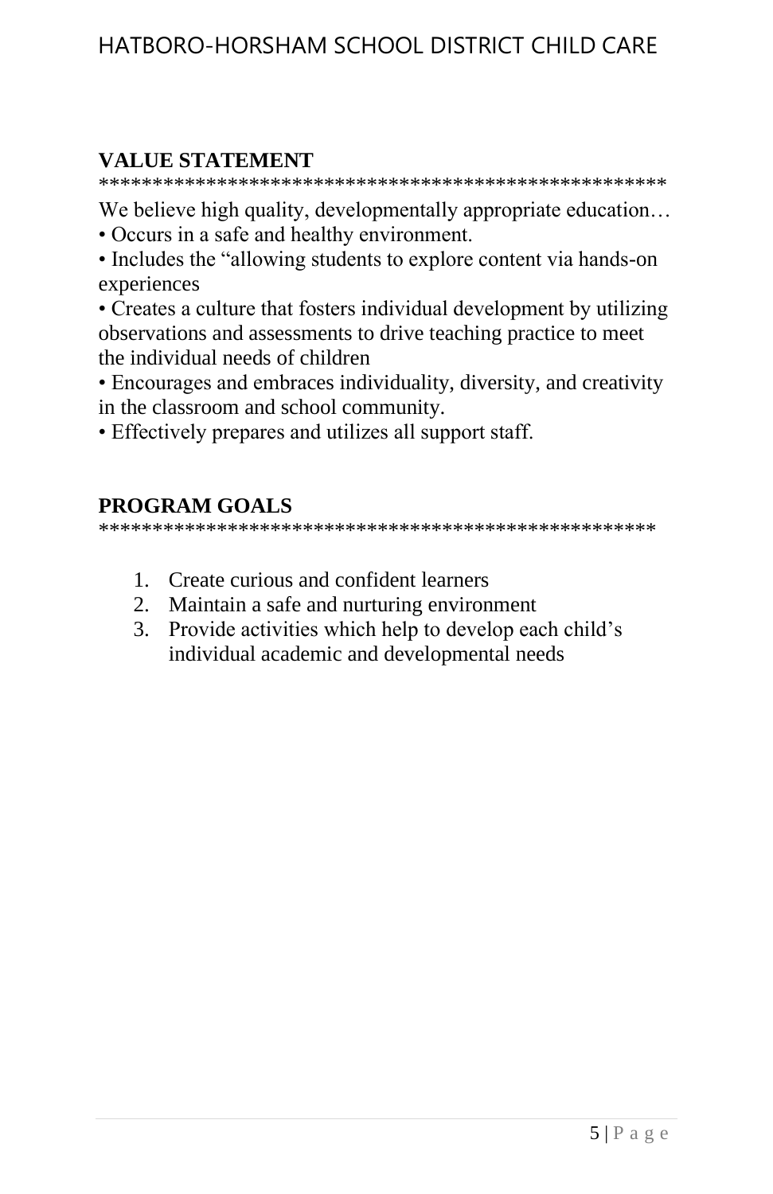## VALUE STATEMENT

*****************************************************

We believe high quality, developmentally appropriate education…

• Occurs in a safe and healthy environment.

• Includes the "allowing students to explore content via hands-on experiences

• Creates a culture that fosters individual development by utilizing observations and assessments to drive teaching practice to meet the individual needs of children

• Encourages and embraces individuality, diversity, and creativity in the classroom and school community.

• Effectively prepares and utilizes all support staff.

## PROGRAM GOALS

****************************************************

1. Create curious and confident learners
2. Maintain a safe and nurturing environment
3. Provide activities which help to develop each child's individual academic and developmental needs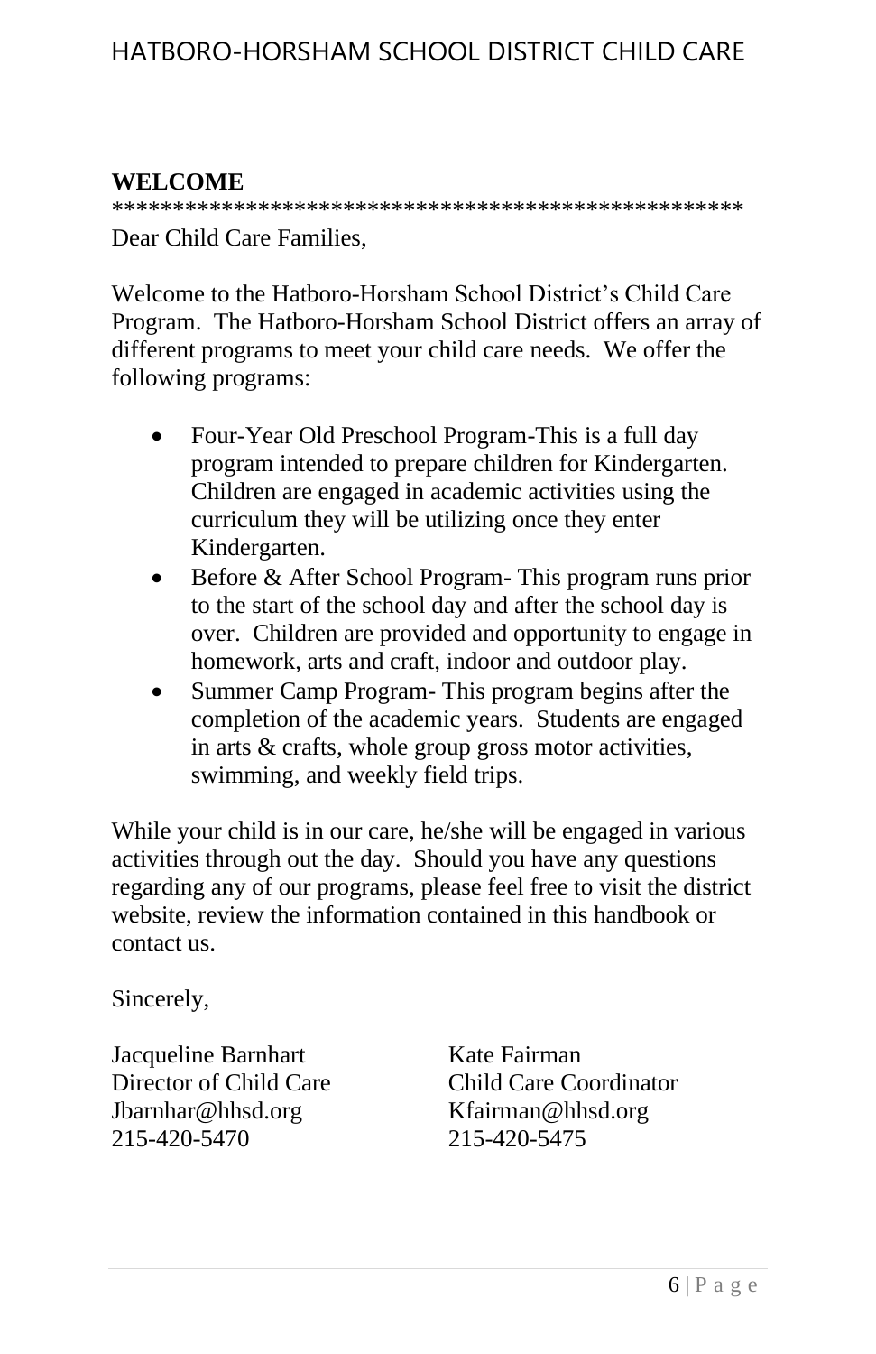## WELCOME

****************************************************

Dear Child Care Families,

Welcome to the Hatboro-Horsham School District's Child Care Program. The Hatboro-Horsham School District offers an array of different programs to meet your child care needs. We offer the following programs:

- Four-Year Old Preschool Program-This is a full day program intended to prepare children for Kindergarten. Children are engaged in academic activities using the curriculum they will be utilizing once they enter Kindergarten.
- Before & After School Program- This program runs prior to the start of the school day and after the school day is over. Children are provided and opportunity to engage in homework, arts and craft, indoor and outdoor play.
- Summer Camp Program- This program begins after the completion of the academic years. Students are engaged in arts & crafts, whole group gross motor activities, swimming, and weekly field trips.

While your child is in our care, he/she will be engaged in various activities through out the day. Should you have any questions regarding any of our programs, please feel free to visit the district website, review the information contained in this handbook or contact us.

Sincerely,

Jacqueline Barnhart
Director of Child Care
Jbarnhar@hhsd.org
215-420-5470

Kate Fairman
Child Care Coordinator
Kfairman@hhsd.org
215-420-5475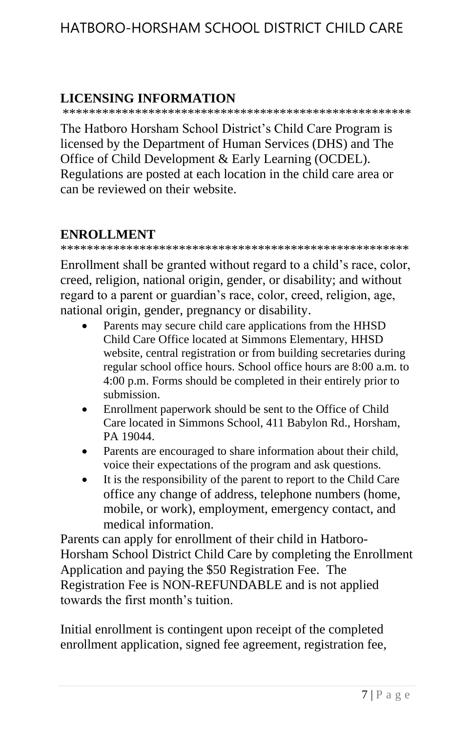## LICENSING INFORMATION

****************************************************

The Hatboro Horsham School District's Child Care Program is licensed by the Department of Human Services (DHS) and The Office of Child Development & Early Learning (OCDEL). Regulations are posted at each location in the child care area or can be reviewed on their website.

## ENROLLMENT

****************************************************

Enrollment shall be granted without regard to a child's race, color, creed, religion, national origin, gender, or disability; and without regard to a parent or guardian's race, color, creed, religion, age, national origin, gender, pregnancy or disability.

- Parents may secure child care applications from the HHSD Child Care Office located at Simmons Elementary, HHSD website, central registration or from building secretaries during regular school office hours. School office hours are 8:00 a.m. to 4:00 p.m. Forms should be completed in their entirely prior to submission.
- Enrollment paperwork should be sent to the Office of Child Care located in Simmons School, 411 Babylon Rd., Horsham, PA 19044.
- Parents are encouraged to share information about their child, voice their expectations of the program and ask questions.
- It is the responsibility of the parent to report to the Child Care office any change of address, telephone numbers (home, mobile, or work), employment, emergency contact, and medical information.

Parents can apply for enrollment of their child in Hatboro-Horsham School District Child Care by completing the Enrollment Application and paying the $50 Registration Fee. The Registration Fee is NON-REFUNDABLE and is not applied towards the first month's tuition.

Initial enrollment is contingent upon receipt of the completed enrollment application, signed fee agreement, registration fee,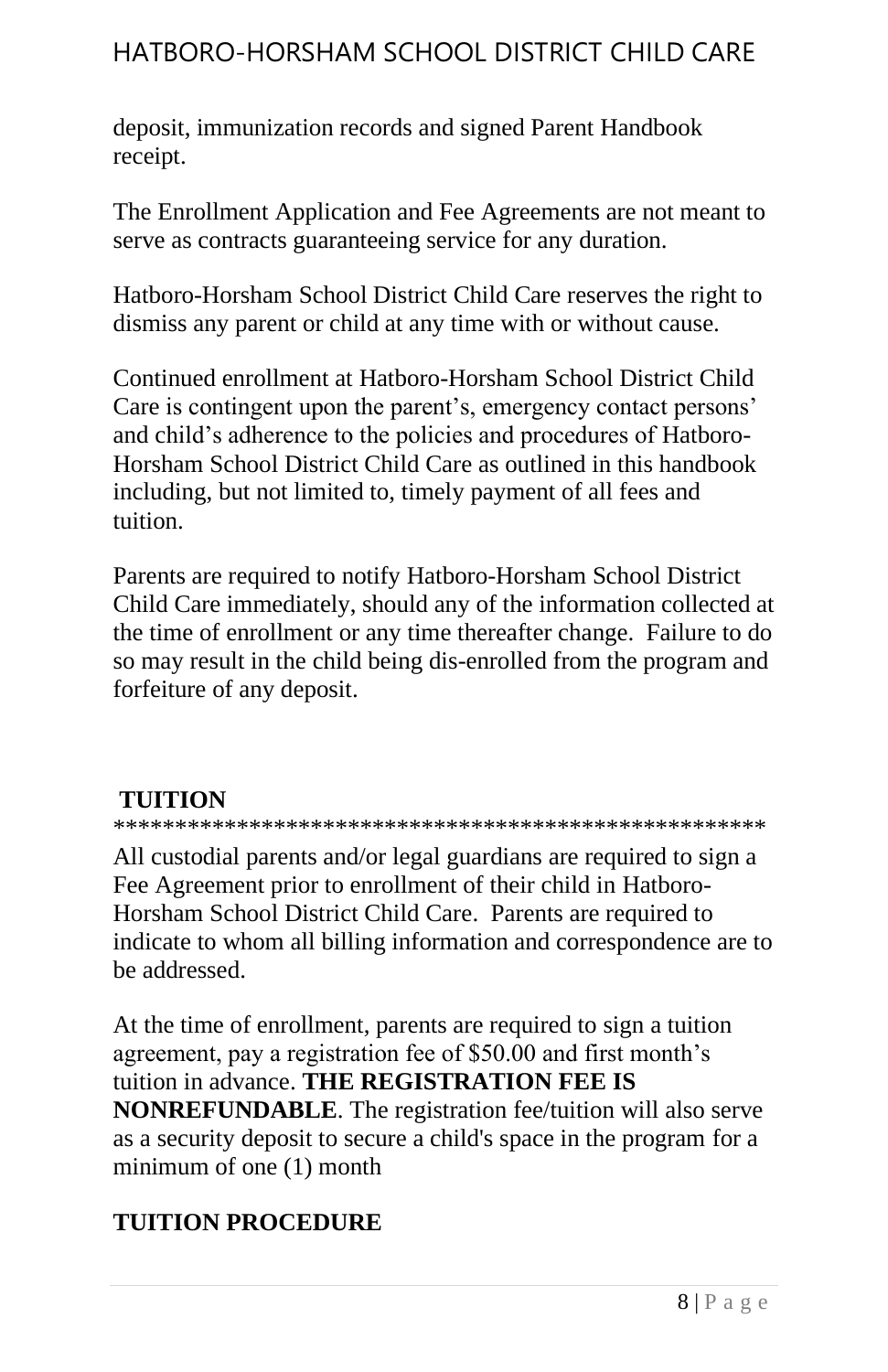deposit, immunization records and signed Parent Handbook receipt.

The Enrollment Application and Fee Agreements are not meant to serve as contracts guaranteeing service for any duration.

Hatboro-Horsham School District Child Care reserves the right to dismiss any parent or child at any time with or without cause.

Continued enrollment at Hatboro-Horsham School District Child Care is contingent upon the parent's, emergency contact persons' and child's adherence to the policies and procedures of Hatboro-Horsham School District Child Care as outlined in this handbook including, but not limited to, timely payment of all fees and tuition.

Parents are required to notify Hatboro-Horsham School District Child Care immediately, should any of the information collected at the time of enrollment or any time thereafter change. Failure to do so may result in the child being dis-enrolled from the program and forfeiture of any deposit.

## TUITION

*****************************************************

All custodial parents and/or legal guardians are required to sign a Fee Agreement prior to enrollment of their child in Hatboro-Horsham School District Child Care. Parents are required to indicate to whom all billing information and correspondence are to be addressed.

At the time of enrollment, parents are required to sign a tuition agreement, pay a registration fee of $50.00 and first month's tuition in advance. **THE REGISTRATION FEE IS NONREFUNDABLE**. The registration fee/tuition will also serve as a security deposit to secure a child's space in the program for a minimum of one (1) month

## TUITION PROCEDURE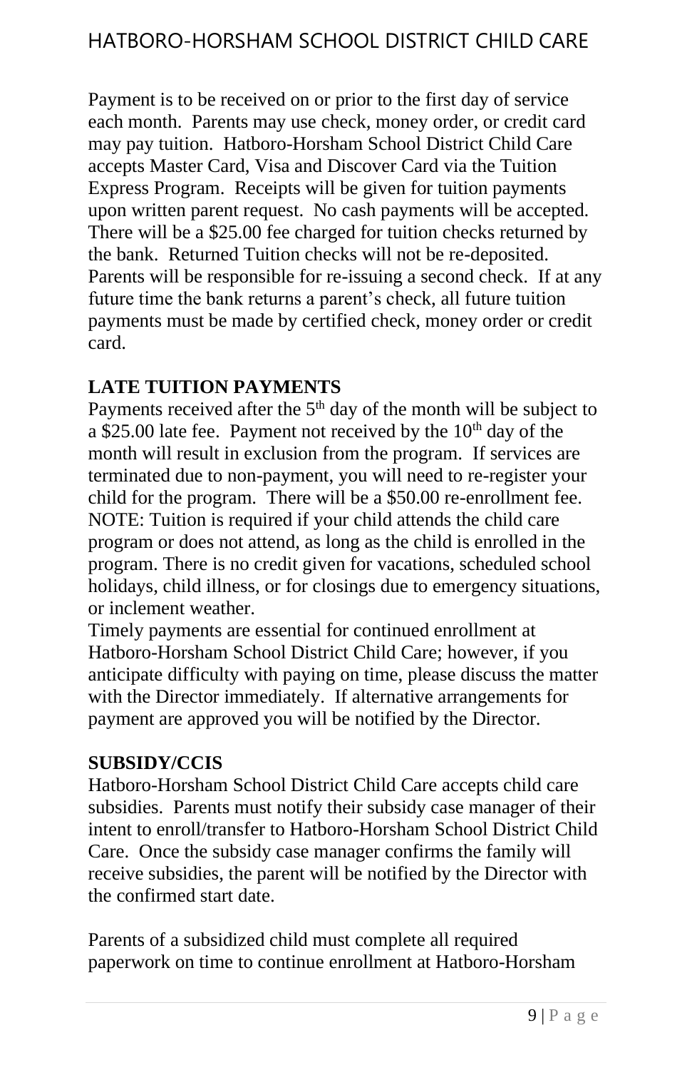Payment is to be received on or prior to the first day of service each month. Parents may use check, money order, or credit card may pay tuition. Hatboro-Horsham School District Child Care accepts Master Card, Visa and Discover Card via the Tuition Express Program. Receipts will be given for tuition payments upon written parent request. No cash payments will be accepted. There will be a $25.00 fee charged for tuition checks returned by the bank. Returned Tuition checks will not be re-deposited. Parents will be responsible for re-issuing a second check. If at any future time the bank returns a parent's check, all future tuition payments must be made by certified check, money order or credit card.

**LATE TUITION PAYMENTS**

Payments received after the 5th day of the month will be subject to a $25.00 late fee. Payment not received by the 10th day of the month will result in exclusion from the program. If services are terminated due to non-payment, you will need to re-register your child for the program. There will be a $50.00 re-enrollment fee. NOTE: Tuition is required if your child attends the child care program or does not attend, as long as the child is enrolled in the program. There is no credit given for vacations, scheduled school holidays, child illness, or for closings due to emergency situations, or inclement weather.

Timely payments are essential for continued enrollment at Hatboro-Horsham School District Child Care; however, if you anticipate difficulty with paying on time, please discuss the matter with the Director immediately. If alternative arrangements for payment are approved you will be notified by the Director.

**SUBSIDY/CCIS**

Hatboro-Horsham School District Child Care accepts child care subsidies. Parents must notify their subsidy case manager of their intent to enroll/transfer to Hatboro-Horsham School District Child Care. Once the subsidy case manager confirms the family will receive subsidies, the parent will be notified by the Director with the confirmed start date.

Parents of a subsidized child must complete all required paperwork on time to continue enrollment at Hatboro-Horsham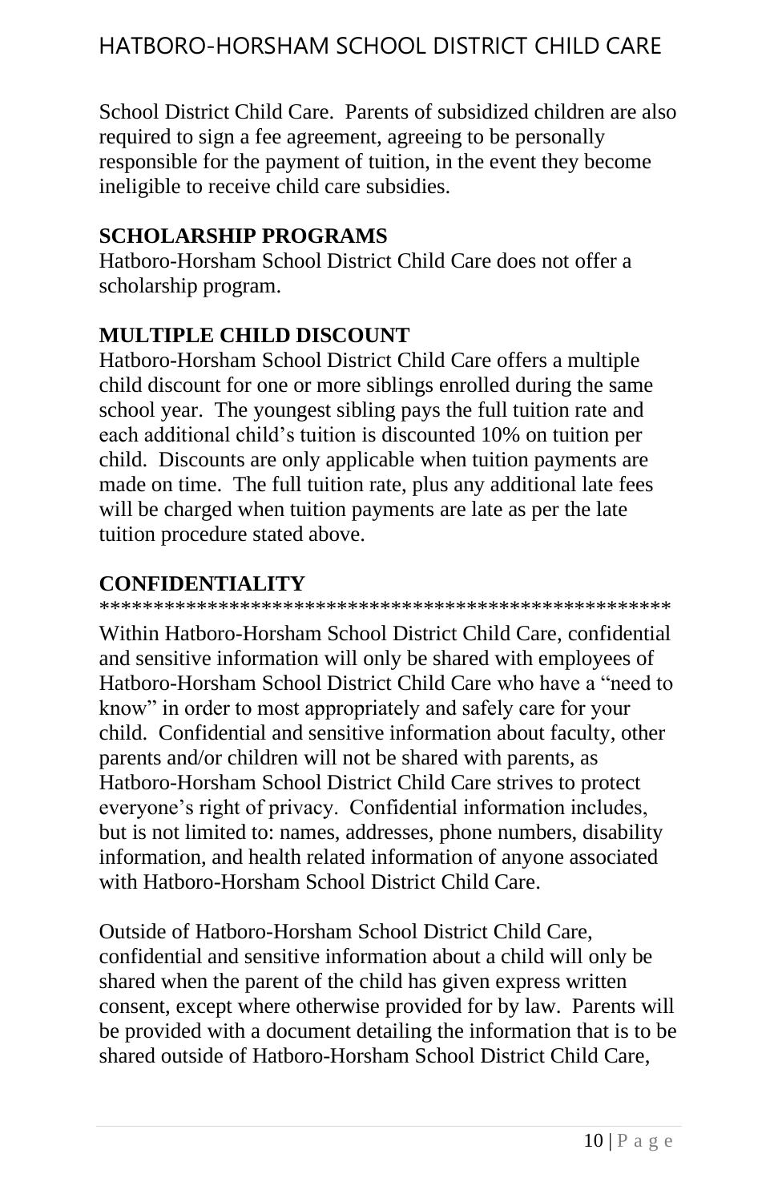School District Child Care. Parents of subsidized children are also required to sign a fee agreement, agreeing to be personally responsible for the payment of tuition, in the event they become ineligible to receive child care subsidies.

## SCHOLARSHIP PROGRAMS

Hatboro-Horsham School District Child Care does not offer a scholarship program.

## MULTIPLE CHILD DISCOUNT

Hatboro-Horsham School District Child Care offers a multiple child discount for one or more siblings enrolled during the same school year. The youngest sibling pays the full tuition rate and each additional child's tuition is discounted 10% on tuition per child. Discounts are only applicable when tuition payments are made on time. The full tuition rate, plus any additional late fees will be charged when tuition payments are late as per the late tuition procedure stated above.

## CONFIDENTIALITY

*****************************************************

Within Hatboro-Horsham School District Child Care, confidential and sensitive information will only be shared with employees of Hatboro-Horsham School District Child Care who have a "need to know" in order to most appropriately and safely care for your child. Confidential and sensitive information about faculty, other parents and/or children will not be shared with parents, as Hatboro-Horsham School District Child Care strives to protect everyone's right of privacy. Confidential information includes, but is not limited to: names, addresses, phone numbers, disability information, and health related information of anyone associated with Hatboro-Horsham School District Child Care.

Outside of Hatboro-Horsham School District Child Care, confidential and sensitive information about a child will only be shared when the parent of the child has given express written consent, except where otherwise provided for by law. Parents will be provided with a document detailing the information that is to be shared outside of Hatboro-Horsham School District Child Care,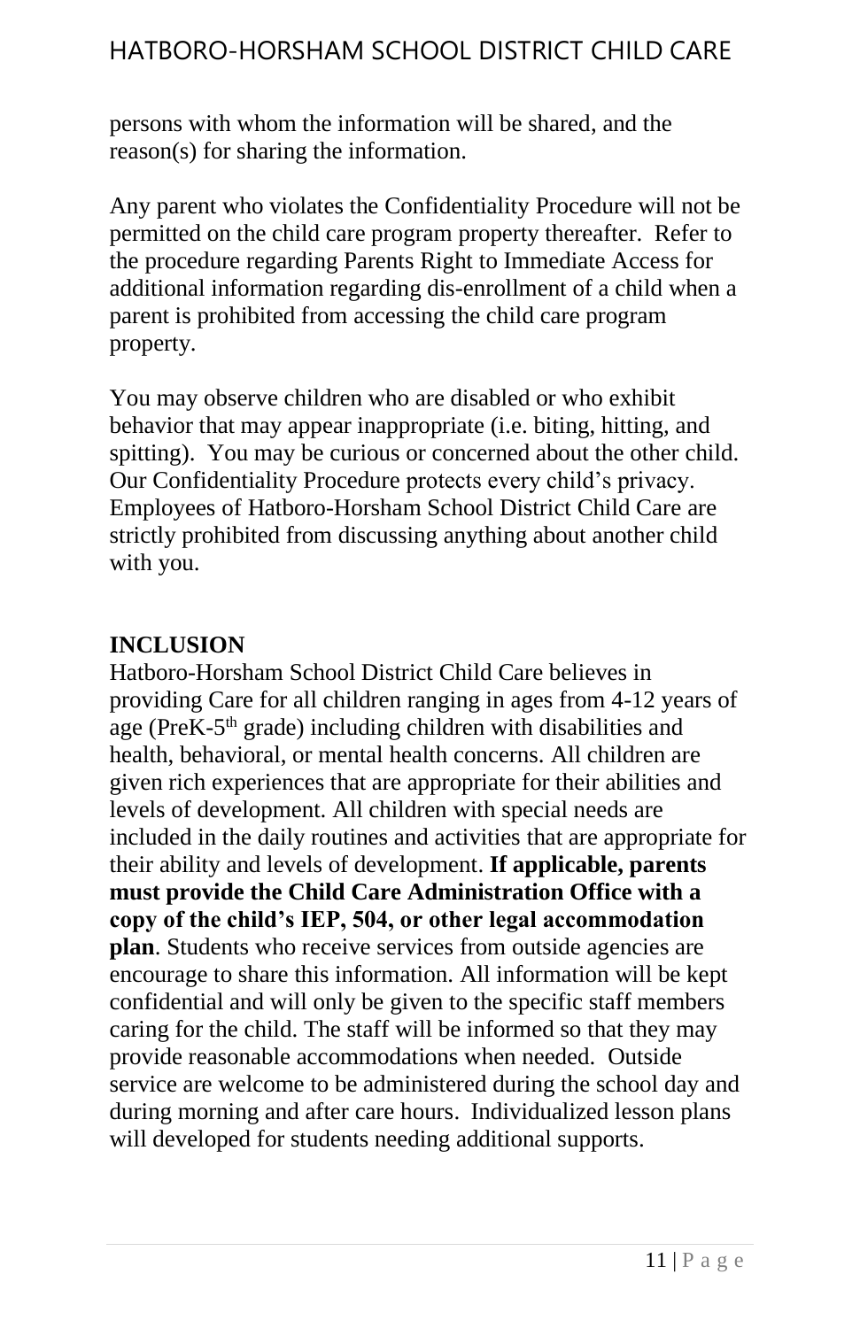persons with whom the information will be shared, and the reason(s) for sharing the information.

Any parent who violates the Confidentiality Procedure will not be permitted on the child care program property thereafter. Refer to the procedure regarding Parents Right to Immediate Access for additional information regarding dis-enrollment of a child when a parent is prohibited from accessing the child care program property.

You may observe children who are disabled or who exhibit behavior that may appear inappropriate (i.e. biting, hitting, and spitting). You may be curious or concerned about the other child. Our Confidentiality Procedure protects every child's privacy. Employees of Hatboro-Horsham School District Child Care are strictly prohibited from discussing anything about another child with you.

## INCLUSION

Hatboro-Horsham School District Child Care believes in providing Care for all children ranging in ages from 4-12 years of age (PreK-5th grade) including children with disabilities and health, behavioral, or mental health concerns. All children are given rich experiences that are appropriate for their abilities and levels of development. All children with special needs are included in the daily routines and activities that are appropriate for their ability and levels of development. **If applicable, parents must provide the Child Care Administration Office with a copy of the child's IEP, 504, or other legal accommodation plan**. Students who receive services from outside agencies are encourage to share this information. All information will be kept confidential and will only be given to the specific staff members caring for the child. The staff will be informed so that they may provide reasonable accommodations when needed. Outside service are welcome to be administered during the school day and during morning and after care hours. Individualized lesson plans will developed for students needing additional supports.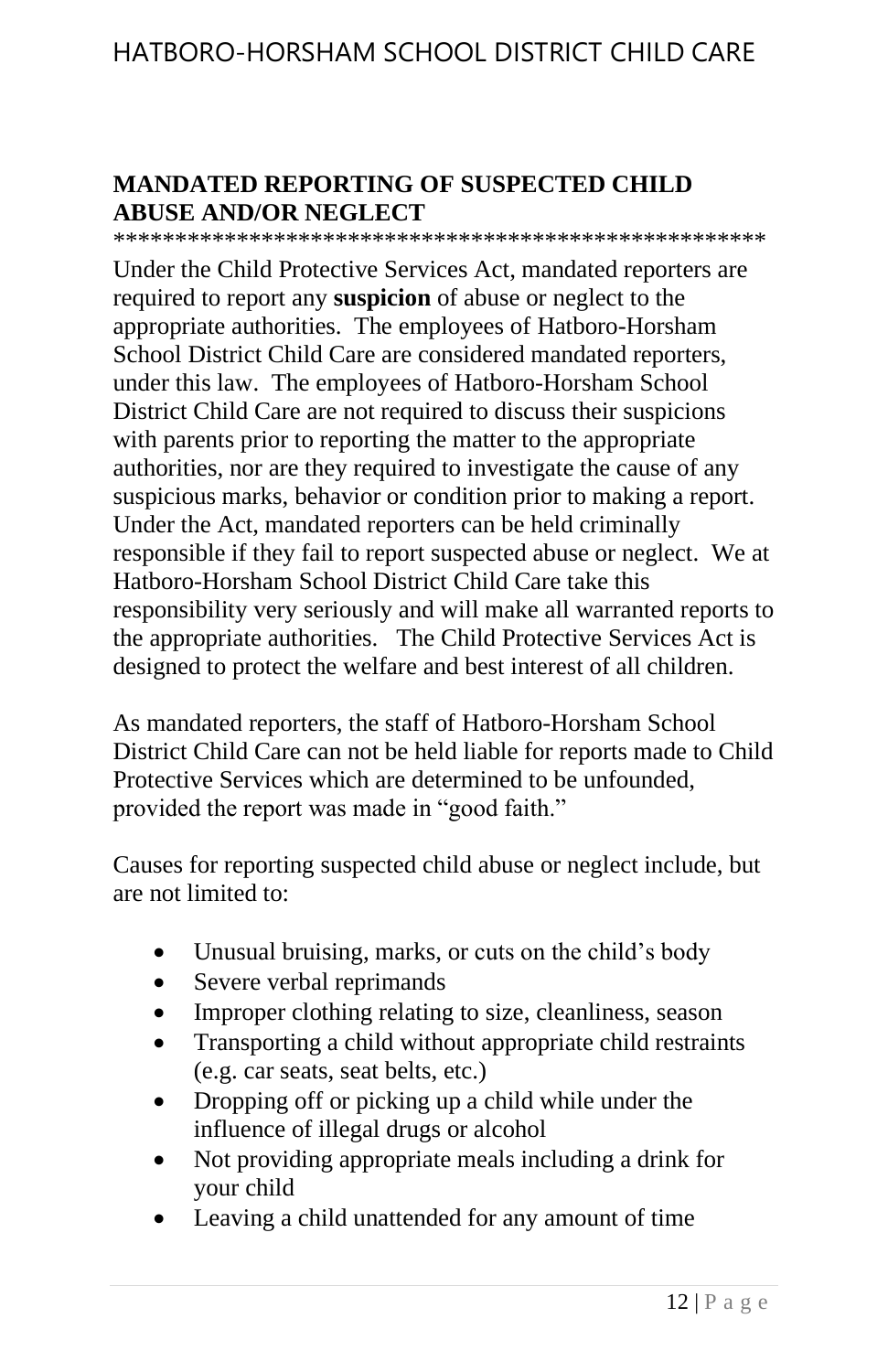## MANDATED REPORTING OF SUSPECTED CHILD ABUSE AND/OR NEGLECT

*****************************************************

Under the Child Protective Services Act, mandated reporters are required to report any **suspicion** of abuse or neglect to the appropriate authorities. The employees of Hatboro-Horsham School District Child Care are considered mandated reporters, under this law. The employees of Hatboro-Horsham School District Child Care are not required to discuss their suspicions with parents prior to reporting the matter to the appropriate authorities, nor are they required to investigate the cause of any suspicious marks, behavior or condition prior to making a report. Under the Act, mandated reporters can be held criminally responsible if they fail to report suspected abuse or neglect. We at Hatboro-Horsham School District Child Care take this responsibility very seriously and will make all warranted reports to the appropriate authorities. The Child Protective Services Act is designed to protect the welfare and best interest of all children.

As mandated reporters, the staff of Hatboro-Horsham School District Child Care can not be held liable for reports made to Child Protective Services which are determined to be unfounded, provided the report was made in "good faith."

Causes for reporting suspected child abuse or neglect include, but are not limited to:

- Unusual bruising, marks, or cuts on the child's body
- Severe verbal reprimands
- Improper clothing relating to size, cleanliness, season
- Transporting a child without appropriate child restraints (e.g. car seats, seat belts, etc.)
- Dropping off or picking up a child while under the influence of illegal drugs or alcohol
- Not providing appropriate meals including a drink for your child
- Leaving a child unattended for any amount of time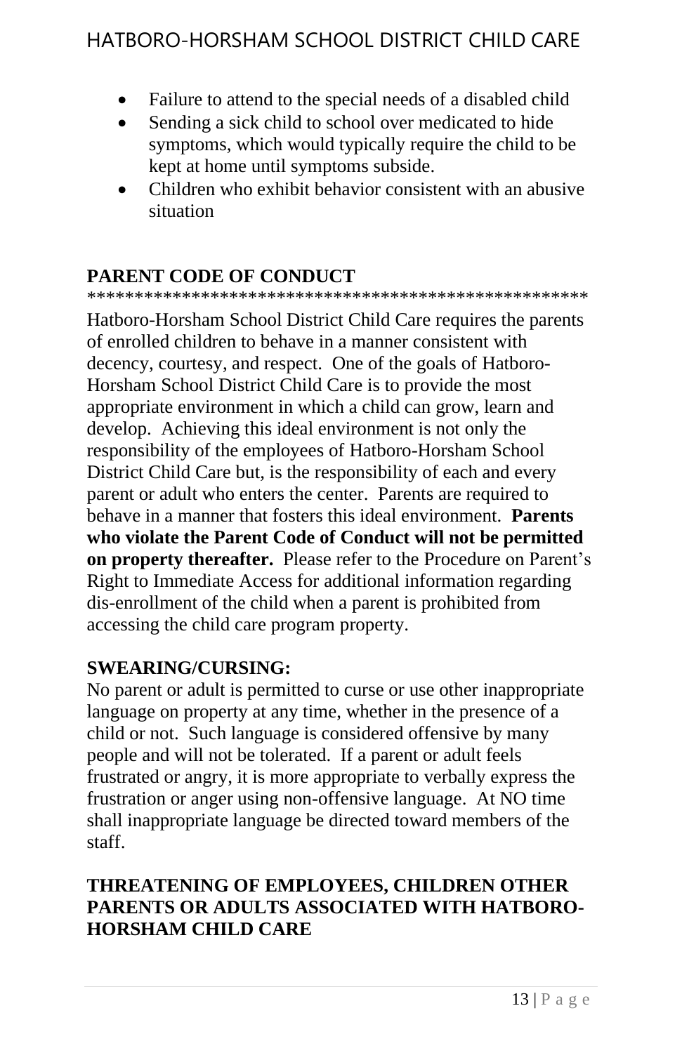- Failure to attend to the special needs of a disabled child
- Sending a sick child to school over medicated to hide symptoms, which would typically require the child to be kept at home until symptoms subside.
- Children who exhibit behavior consistent with an abusive situation

## PARENT CODE OF CONDUCT

*****************************************************

Hatboro-Horsham School District Child Care requires the parents of enrolled children to behave in a manner consistent with decency, courtesy, and respect. One of the goals of Hatboro-Horsham School District Child Care is to provide the most appropriate environment in which a child can grow, learn and develop. Achieving this ideal environment is not only the responsibility of the employees of Hatboro-Horsham School District Child Care but, is the responsibility of each and every parent or adult who enters the center. Parents are required to behave in a manner that fosters this ideal environment. **Parents who violate the Parent Code of Conduct will not be permitted on property thereafter.** Please refer to the Procedure on Parent's Right to Immediate Access for additional information regarding dis-enrollment of the child when a parent is prohibited from accessing the child care program property.

### SWEARING/CURSING:

No parent or adult is permitted to curse or use other inappropriate language on property at any time, whether in the presence of a child or not. Such language is considered offensive by many people and will not be tolerated. If a parent or adult feels frustrated or angry, it is more appropriate to verbally express the frustration or anger using non-offensive language. At NO time shall inappropriate language be directed toward members of the staff.

### THREATENING OF EMPLOYEES, CHILDREN OTHER PARENTS OR ADULTS ASSOCIATED WITH HATBORO-HORSHAM CHILD CARE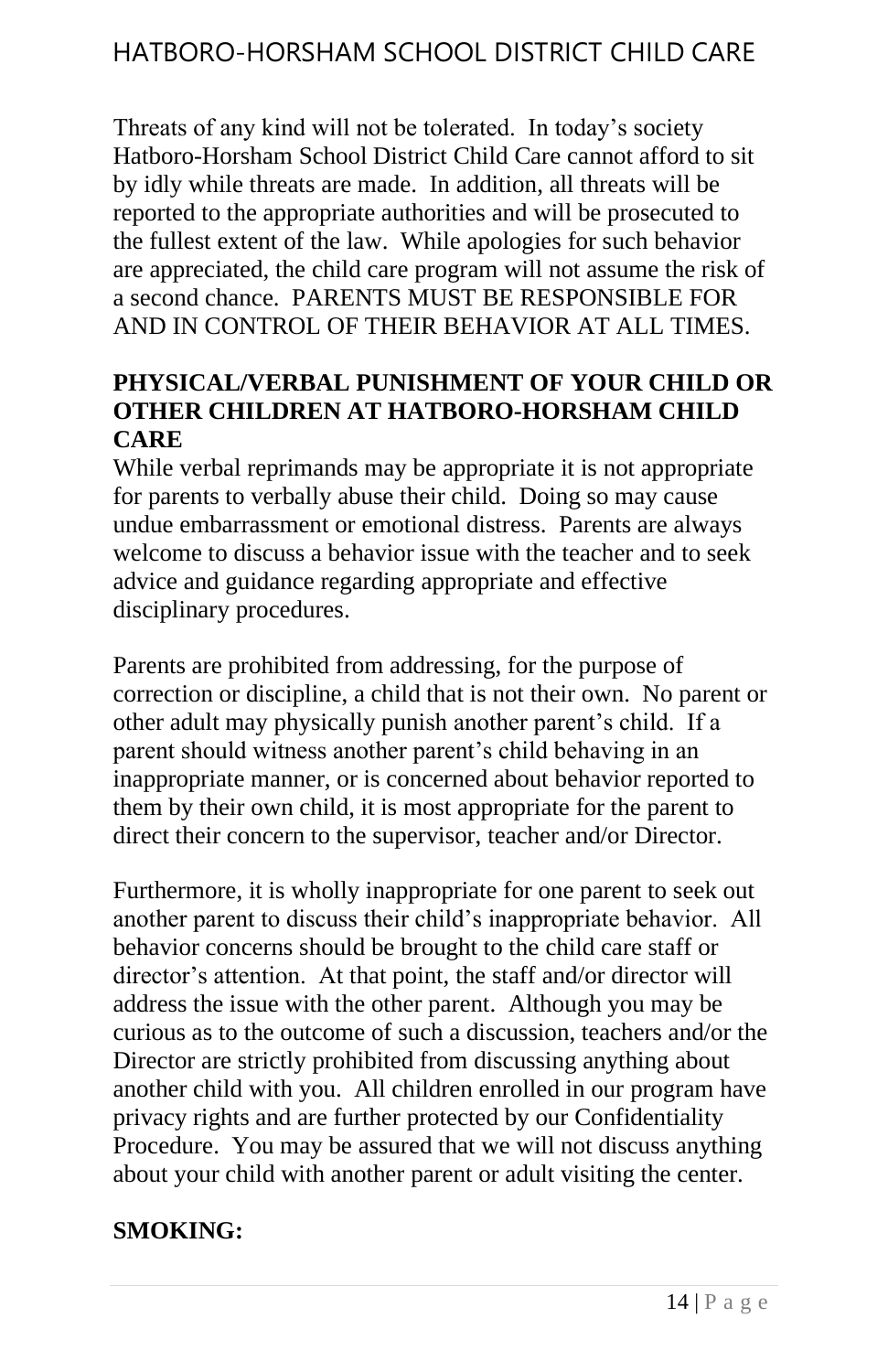Threats of any kind will not be tolerated. In today's society Hatboro-Horsham School District Child Care cannot afford to sit by idly while threats are made. In addition, all threats will be reported to the appropriate authorities and will be prosecuted to the fullest extent of the law. While apologies for such behavior are appreciated, the child care program will not assume the risk of a second chance. PARENTS MUST BE RESPONSIBLE FOR AND IN CONTROL OF THEIR BEHAVIOR AT ALL TIMES.

**PHYSICAL/VERBAL PUNISHMENT OF YOUR CHILD OR OTHER CHILDREN AT HATBORO-HORSHAM CHILD CARE**

While verbal reprimands may be appropriate it is not appropriate for parents to verbally abuse their child. Doing so may cause undue embarrassment or emotional distress. Parents are always welcome to discuss a behavior issue with the teacher and to seek advice and guidance regarding appropriate and effective disciplinary procedures.

Parents are prohibited from addressing, for the purpose of correction or discipline, a child that is not their own. No parent or other adult may physically punish another parent's child. If a parent should witness another parent's child behaving in an inappropriate manner, or is concerned about behavior reported to them by their own child, it is most appropriate for the parent to direct their concern to the supervisor, teacher and/or Director.

Furthermore, it is wholly inappropriate for one parent to seek out another parent to discuss their child's inappropriate behavior. All behavior concerns should be brought to the child care staff or director's attention. At that point, the staff and/or director will address the issue with the other parent. Although you may be curious as to the outcome of such a discussion, teachers and/or the Director are strictly prohibited from discussing anything about another child with you. All children enrolled in our program have privacy rights and are further protected by our Confidentiality Procedure. You may be assured that we will not discuss anything about your child with another parent or adult visiting the center.

**SMOKING:**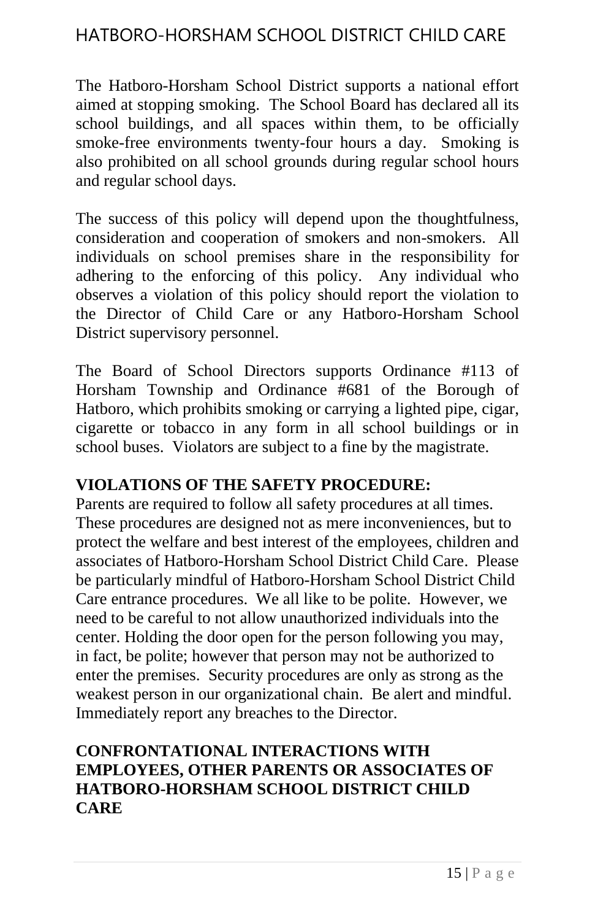The Hatboro-Horsham School District supports a national effort aimed at stopping smoking. The School Board has declared all its school buildings, and all spaces within them, to be officially smoke-free environments twenty-four hours a day. Smoking is also prohibited on all school grounds during regular school hours and regular school days.

The success of this policy will depend upon the thoughtfulness, consideration and cooperation of smokers and non-smokers. All individuals on school premises share in the responsibility for adhering to the enforcing of this policy. Any individual who observes a violation of this policy should report the violation to the Director of Child Care or any Hatboro-Horsham School District supervisory personnel.

The Board of School Directors supports Ordinance #113 of Horsham Township and Ordinance #681 of the Borough of Hatboro, which prohibits smoking or carrying a lighted pipe, cigar, cigarette or tobacco in any form in all school buildings or in school buses. Violators are subject to a fine by the magistrate.

**VIOLATIONS OF THE SAFETY PROCEDURE:**

Parents are required to follow all safety procedures at all times. These procedures are designed not as mere inconveniences, but to protect the welfare and best interest of the employees, children and associates of Hatboro-Horsham School District Child Care. Please be particularly mindful of Hatboro-Horsham School District Child Care entrance procedures. We all like to be polite. However, we need to be careful to not allow unauthorized individuals into the center. Holding the door open for the person following you may, in fact, be polite; however that person may not be authorized to enter the premises. Security procedures are only as strong as the weakest person in our organizational chain. Be alert and mindful. Immediately report any breaches to the Director.

**CONFRONTATIONAL INTERACTIONS WITH EMPLOYEES, OTHER PARENTS OR ASSOCIATES OF HATBORO-HORSHAM SCHOOL DISTRICT CHILD CARE**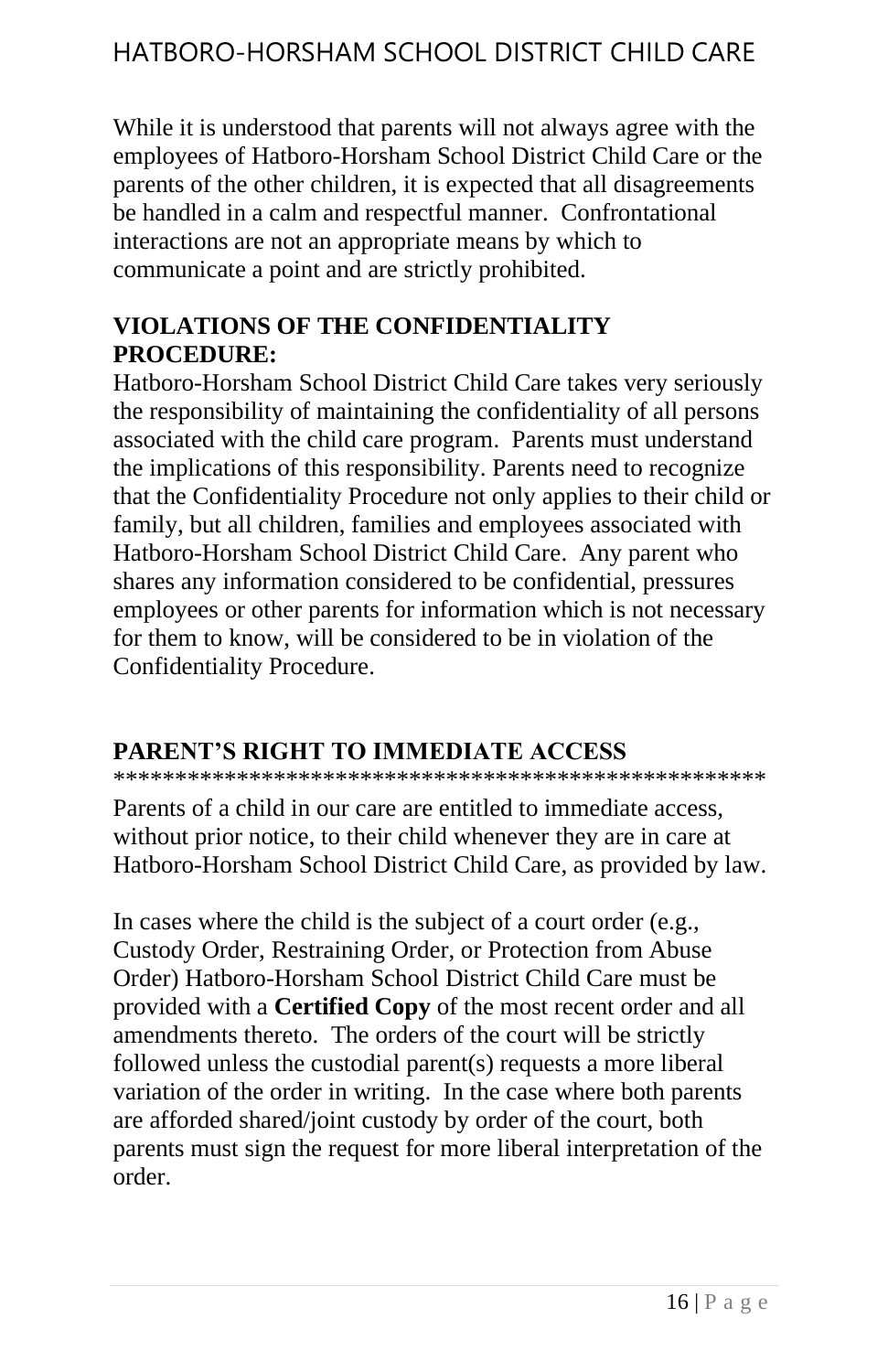While it is understood that parents will not always agree with the employees of Hatboro-Horsham School District Child Care or the parents of the other children, it is expected that all disagreements be handled in a calm and respectful manner. Confrontational interactions are not an appropriate means by which to communicate a point and are strictly prohibited.

## VIOLATIONS OF THE CONFIDENTIALITY PROCEDURE:

Hatboro-Horsham School District Child Care takes very seriously the responsibility of maintaining the confidentiality of all persons associated with the child care program. Parents must understand the implications of this responsibility. Parents need to recognize that the Confidentiality Procedure not only applies to their child or family, but all children, families and employees associated with Hatboro-Horsham School District Child Care. Any parent who shares any information considered to be confidential, pressures employees or other parents for information which is not necessary for them to know, will be considered to be in violation of the Confidentiality Procedure.

## PARENT'S RIGHT TO IMMEDIATE ACCESS

*****************************************************

Parents of a child in our care are entitled to immediate access, without prior notice, to their child whenever they are in care at Hatboro-Horsham School District Child Care, as provided by law.

In cases where the child is the subject of a court order (e.g., Custody Order, Restraining Order, or Protection from Abuse Order) Hatboro-Horsham School District Child Care must be provided with a **Certified Copy** of the most recent order and all amendments thereto. The orders of the court will be strictly followed unless the custodial parent(s) requests a more liberal variation of the order in writing. In the case where both parents are afforded shared/joint custody by order of the court, both parents must sign the request for more liberal interpretation of the order.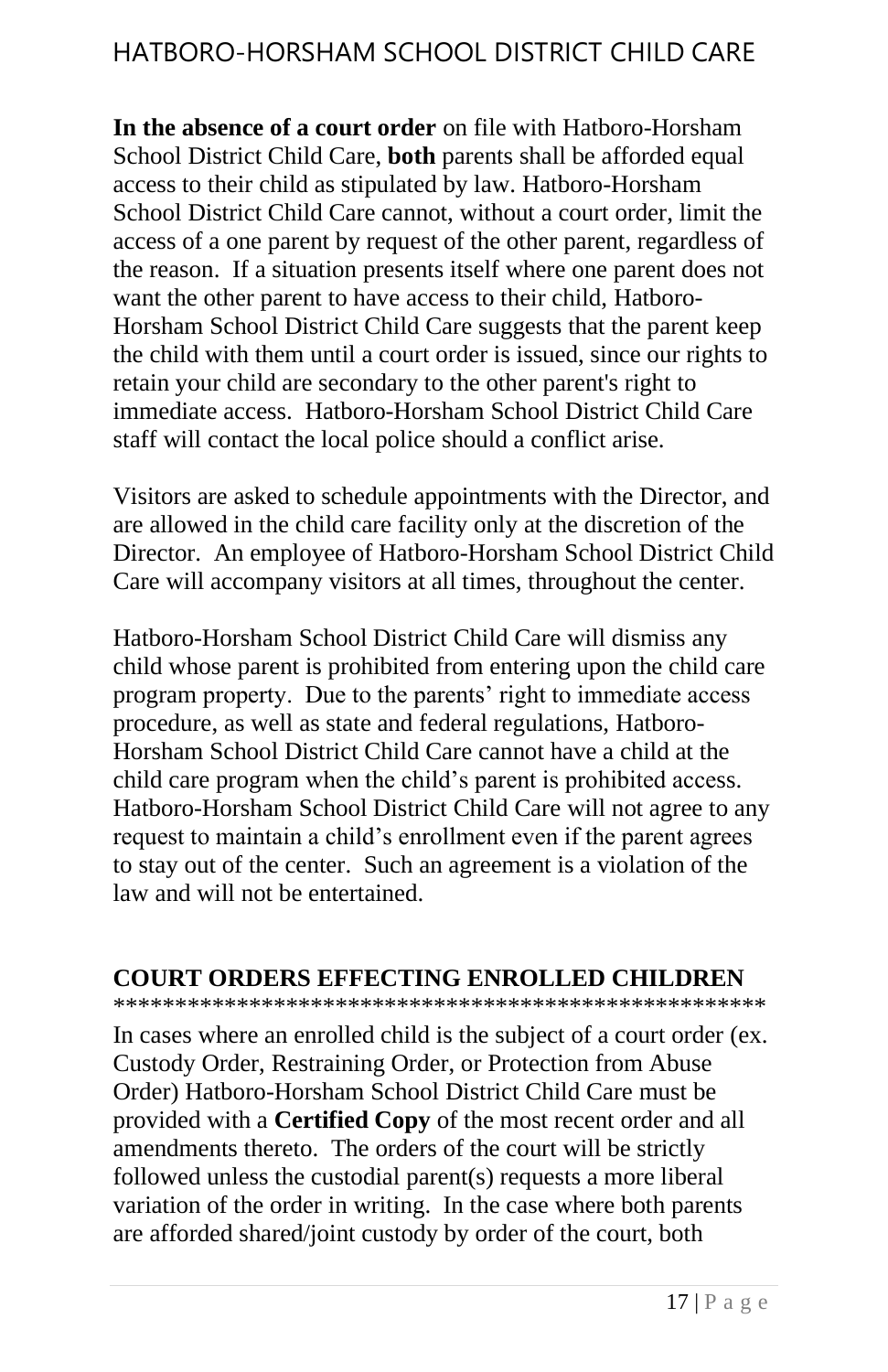**In the absence of a court order** on file with Hatboro-Horsham School District Child Care, **both** parents shall be afforded equal access to their child as stipulated by law. Hatboro-Horsham School District Child Care cannot, without a court order, limit the access of a one parent by request of the other parent, regardless of the reason. If a situation presents itself where one parent does not want the other parent to have access to their child, Hatboro-Horsham School District Child Care suggests that the parent keep the child with them until a court order is issued, since our rights to retain your child are secondary to the other parent's right to immediate access. Hatboro-Horsham School District Child Care staff will contact the local police should a conflict arise.

Visitors are asked to schedule appointments with the Director, and are allowed in the child care facility only at the discretion of the Director. An employee of Hatboro-Horsham School District Child Care will accompany visitors at all times, throughout the center.

Hatboro-Horsham School District Child Care will dismiss any child whose parent is prohibited from entering upon the child care program property. Due to the parents' right to immediate access procedure, as well as state and federal regulations, Hatboro-Horsham School District Child Care cannot have a child at the child care program when the child's parent is prohibited access. Hatboro-Horsham School District Child Care will not agree to any request to maintain a child's enrollment even if the parent agrees to stay out of the center. Such an agreement is a violation of the law and will not be entertained.

## COURT ORDERS EFFECTING ENROLLED CHILDREN

In cases where an enrolled child is the subject of a court order (ex. Custody Order, Restraining Order, or Protection from Abuse Order) Hatboro-Horsham School District Child Care must be provided with a **Certified Copy** of the most recent order and all amendments thereto. The orders of the court will be strictly followed unless the custodial parent(s) requests a more liberal variation of the order in writing. In the case where both parents are afforded shared/joint custody by order of the court, both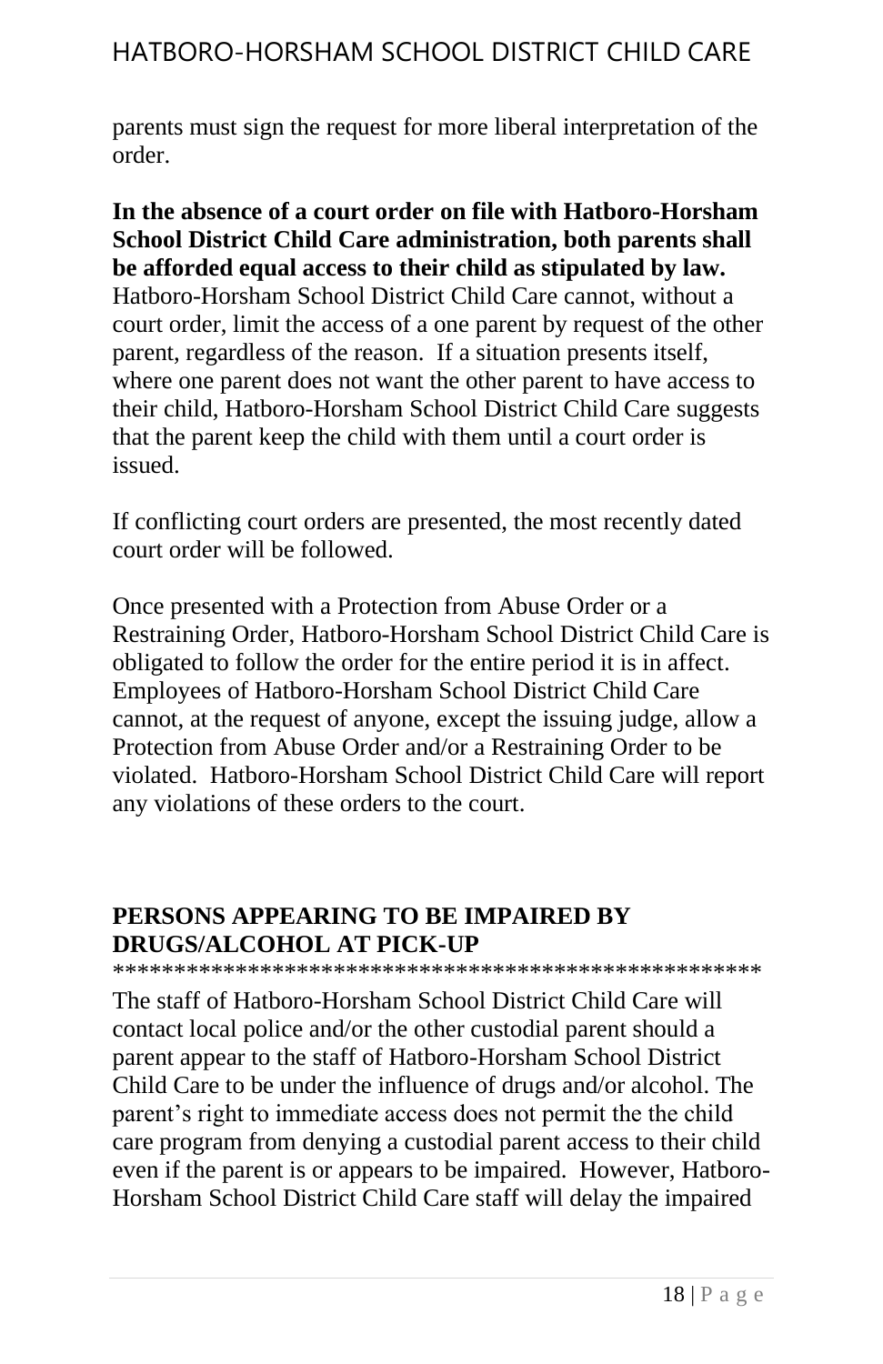parents must sign the request for more liberal interpretation of the order.

**In the absence of a court order on file with Hatboro-Horsham School District Child Care administration, both parents shall be afforded equal access to their child as stipulated by law.** Hatboro-Horsham School District Child Care cannot, without a court order, limit the access of a one parent by request of the other parent, regardless of the reason. If a situation presents itself, where one parent does not want the other parent to have access to their child, Hatboro-Horsham School District Child Care suggests that the parent keep the child with them until a court order is issued.

If conflicting court orders are presented, the most recently dated court order will be followed.

Once presented with a Protection from Abuse Order or a Restraining Order, Hatboro-Horsham School District Child Care is obligated to follow the order for the entire period it is in affect. Employees of Hatboro-Horsham School District Child Care cannot, at the request of anyone, except the issuing judge, allow a Protection from Abuse Order and/or a Restraining Order to be violated. Hatboro-Horsham School District Child Care will report any violations of these orders to the court.

## PERSONS APPEARING TO BE IMPAIRED BY DRUGS/ALCOHOL AT PICK-UP

*****************************************************

The staff of Hatboro-Horsham School District Child Care will contact local police and/or the other custodial parent should a parent appear to the staff of Hatboro-Horsham School District Child Care to be under the influence of drugs and/or alcohol. The parent's right to immediate access does not permit the the child care program from denying a custodial parent access to their child even if the parent is or appears to be impaired. However, Hatboro-Horsham School District Child Care staff will delay the impaired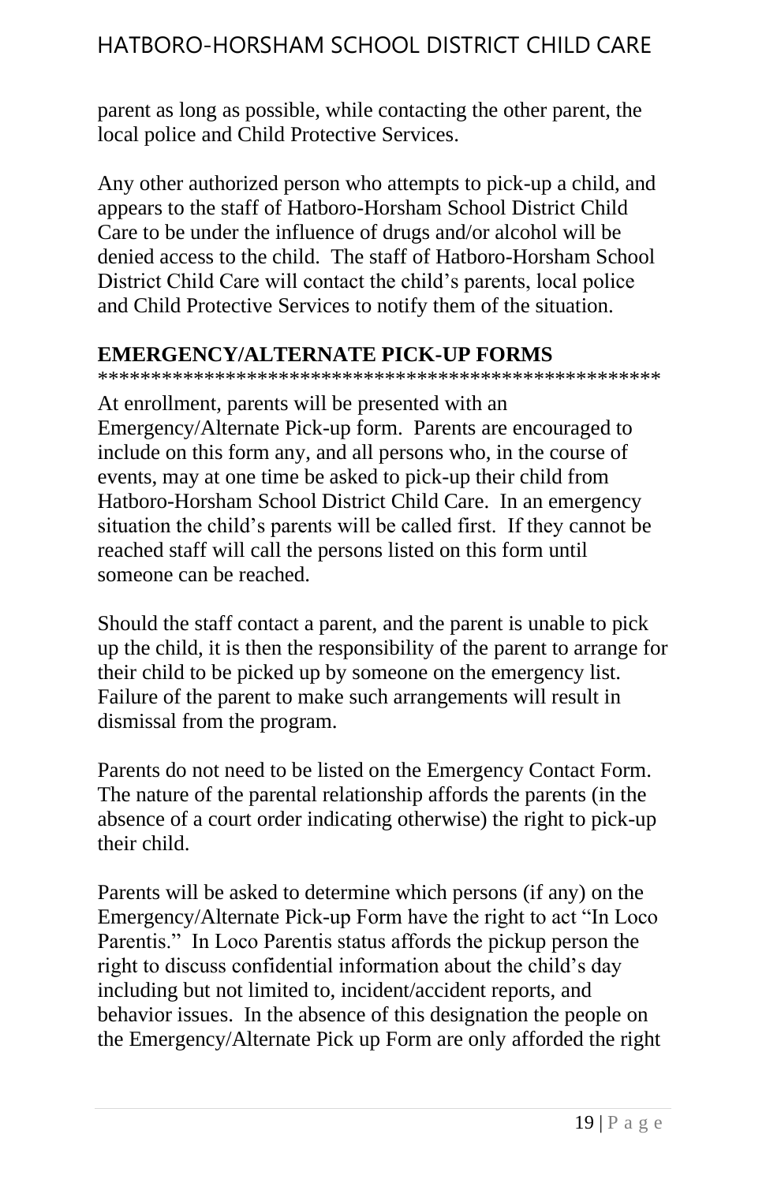parent as long as possible, while contacting the other parent, the local police and Child Protective Services.

Any other authorized person who attempts to pick-up a child, and appears to the staff of Hatboro-Horsham School District Child Care to be under the influence of drugs and/or alcohol will be denied access to the child. The staff of Hatboro-Horsham School District Child Care will contact the child's parents, local police and Child Protective Services to notify them of the situation.

## EMERGENCY/ALTERNATE PICK-UP FORMS

*****************************************************

At enrollment, parents will be presented with an Emergency/Alternate Pick-up form. Parents are encouraged to include on this form any, and all persons who, in the course of events, may at one time be asked to pick-up their child from Hatboro-Horsham School District Child Care. In an emergency situation the child's parents will be called first. If they cannot be reached staff will call the persons listed on this form until someone can be reached.

Should the staff contact a parent, and the parent is unable to pick up the child, it is then the responsibility of the parent to arrange for their child to be picked up by someone on the emergency list. Failure of the parent to make such arrangements will result in dismissal from the program.

Parents do not need to be listed on the Emergency Contact Form. The nature of the parental relationship affords the parents (in the absence of a court order indicating otherwise) the right to pick-up their child.

Parents will be asked to determine which persons (if any) on the Emergency/Alternate Pick-up Form have the right to act "In Loco Parentis." In Loco Parentis status affords the pickup person the right to discuss confidential information about the child's day including but not limited to, incident/accident reports, and behavior issues. In the absence of this designation the people on the Emergency/Alternate Pick up Form are only afforded the right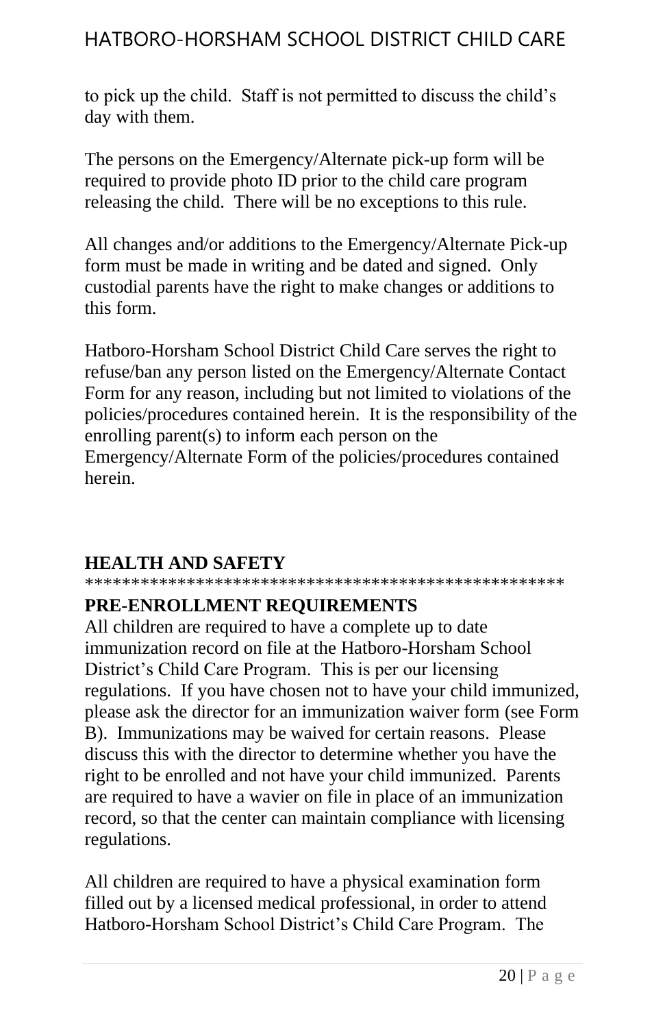to pick up the child. Staff is not permitted to discuss the child's day with them.

The persons on the Emergency/Alternate pick-up form will be required to provide photo ID prior to the child care program releasing the child. There will be no exceptions to this rule.

All changes and/or additions to the Emergency/Alternate Pick-up form must be made in writing and be dated and signed. Only custodial parents have the right to make changes or additions to this form.

Hatboro-Horsham School District Child Care serves the right to refuse/ban any person listed on the Emergency/Alternate Contact Form for any reason, including but not limited to violations of the policies/procedures contained herein. It is the responsibility of the enrolling parent(s) to inform each person on the Emergency/Alternate Form of the policies/procedures contained herein.

## HEALTH AND SAFETY

*****************************************************

### PRE-ENROLLMENT REQUIREMENTS

All children are required to have a complete up to date immunization record on file at the Hatboro-Horsham School District's Child Care Program. This is per our licensing regulations. If you have chosen not to have your child immunized, please ask the director for an immunization waiver form (see Form B). Immunizations may be waived for certain reasons. Please discuss this with the director to determine whether you have the right to be enrolled and not have your child immunized. Parents are required to have a wavier on file in place of an immunization record, so that the center can maintain compliance with licensing regulations.

All children are required to have a physical examination form filled out by a licensed medical professional, in order to attend Hatboro-Horsham School District's Child Care Program. The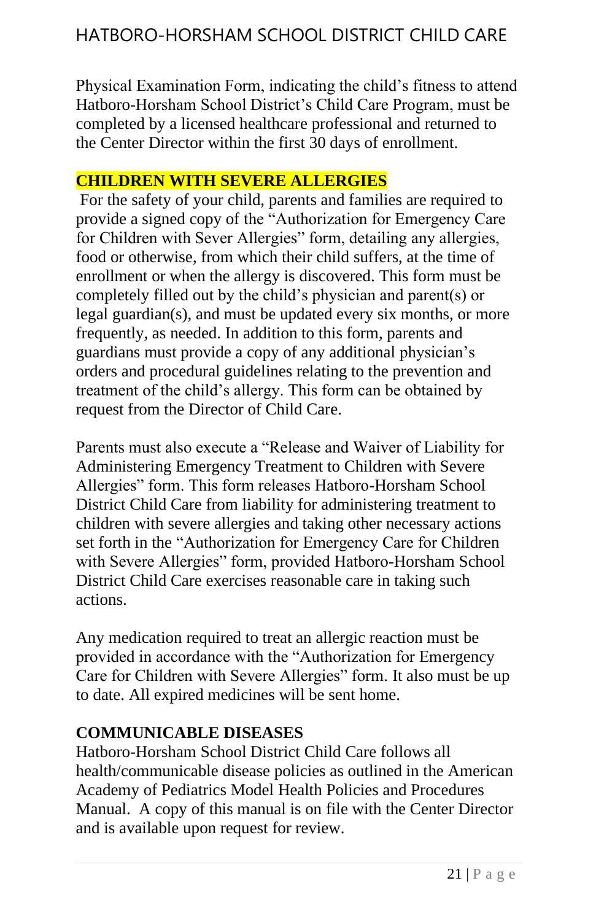Physical Examination Form, indicating the child's fitness to attend Hatboro-Horsham School District's Child Care Program, must be completed by a licensed healthcare professional and returned to the Center Director within the first 30 days of enrollment.

## CHILDREN WITH SEVERE ALLERGIES

For the safety of your child, parents and families are required to provide a signed copy of the "Authorization for Emergency Care for Children with Sever Allergies" form, detailing any allergies, food or otherwise, from which their child suffers, at the time of enrollment or when the allergy is discovered. This form must be completely filled out by the child's physician and parent(s) or legal guardian(s), and must be updated every six months, or more frequently, as needed. In addition to this form, parents and guardians must provide a copy of any additional physician's orders and procedural guidelines relating to the prevention and treatment of the child's allergy. This form can be obtained by request from the Director of Child Care.

Parents must also execute a "Release and Waiver of Liability for Administering Emergency Treatment to Children with Severe Allergies" form. This form releases Hatboro-Horsham School District Child Care from liability for administering treatment to children with severe allergies and taking other necessary actions set forth in the "Authorization for Emergency Care for Children with Severe Allergies" form, provided Hatboro-Horsham School District Child Care exercises reasonable care in taking such actions.

Any medication required to treat an allergic reaction must be provided in accordance with the "Authorization for Emergency Care for Children with Severe Allergies" form. It also must be up to date. All expired medicines will be sent home.

## COMMUNICABLE DISEASES

Hatboro-Horsham School District Child Care follows all health/communicable disease policies as outlined in the American Academy of Pediatrics Model Health Policies and Procedures Manual. A copy of this manual is on file with the Center Director and is available upon request for review.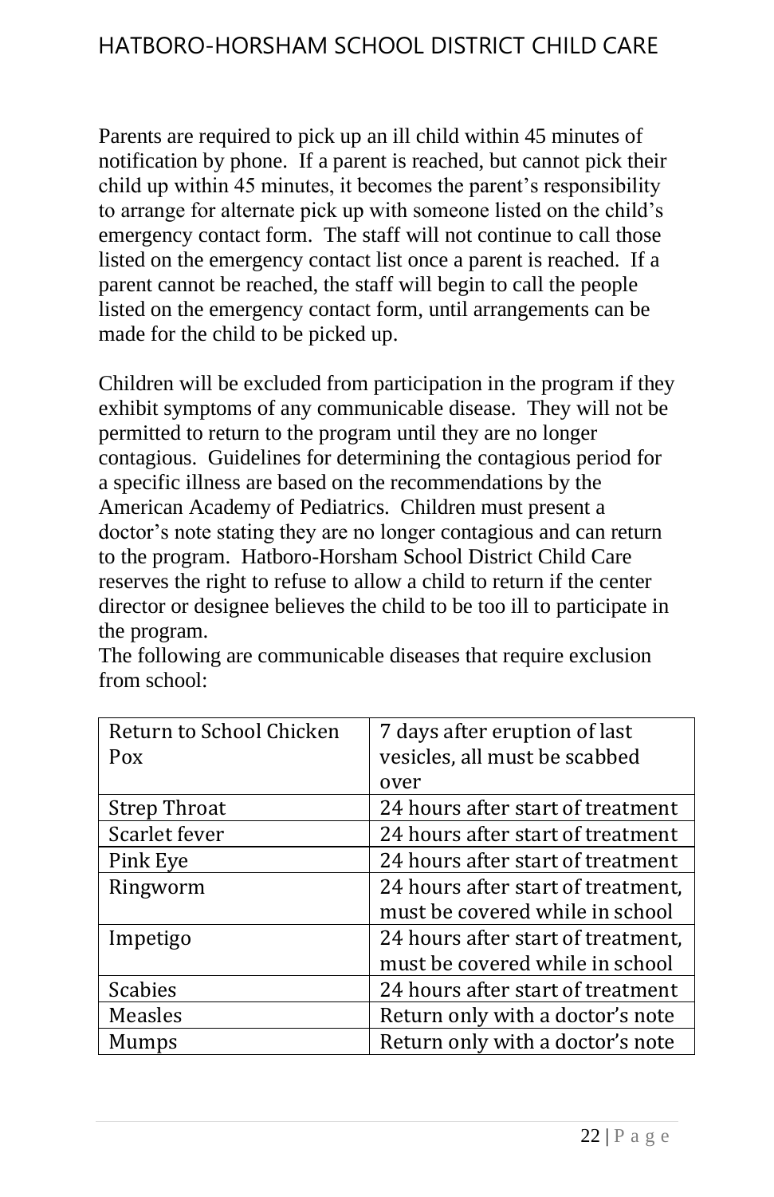Parents are required to pick up an ill child within 45 minutes of notification by phone. If a parent is reached, but cannot pick their child up within 45 minutes, it becomes the parent's responsibility to arrange for alternate pick up with someone listed on the child's emergency contact form. The staff will not continue to call those listed on the emergency contact list once a parent is reached. If a parent cannot be reached, the staff will begin to call the people listed on the emergency contact form, until arrangements can be made for the child to be picked up.

Children will be excluded from participation in the program if they exhibit symptoms of any communicable disease. They will not be permitted to return to the program until they are no longer contagious. Guidelines for determining the contagious period for a specific illness are based on the recommendations by the American Academy of Pediatrics. Children must present a doctor's note stating they are no longer contagious and can return to the program. Hatboro-Horsham School District Child Care reserves the right to refuse to allow a child to return if the center director or designee believes the child to be too ill to participate in the program.
The following are communicable diseases that require exclusion from school:

| Return to School Chicken Pox | 7 days after eruption of last vesicles, all must be scabbed over |
|---|---|
| Strep Throat | 24 hours after start of treatment |
| Scarlet fever | 24 hours after start of treatment |
| Pink Eye | 24 hours after start of treatment |
| Ringworm | 24 hours after start of treatment, must be covered while in school |
| Impetigo | 24 hours after start of treatment, must be covered while in school |
| Scabies | 24 hours after start of treatment |
| Measles | Return only with a doctor's note |
| Mumps | Return only with a doctor's note |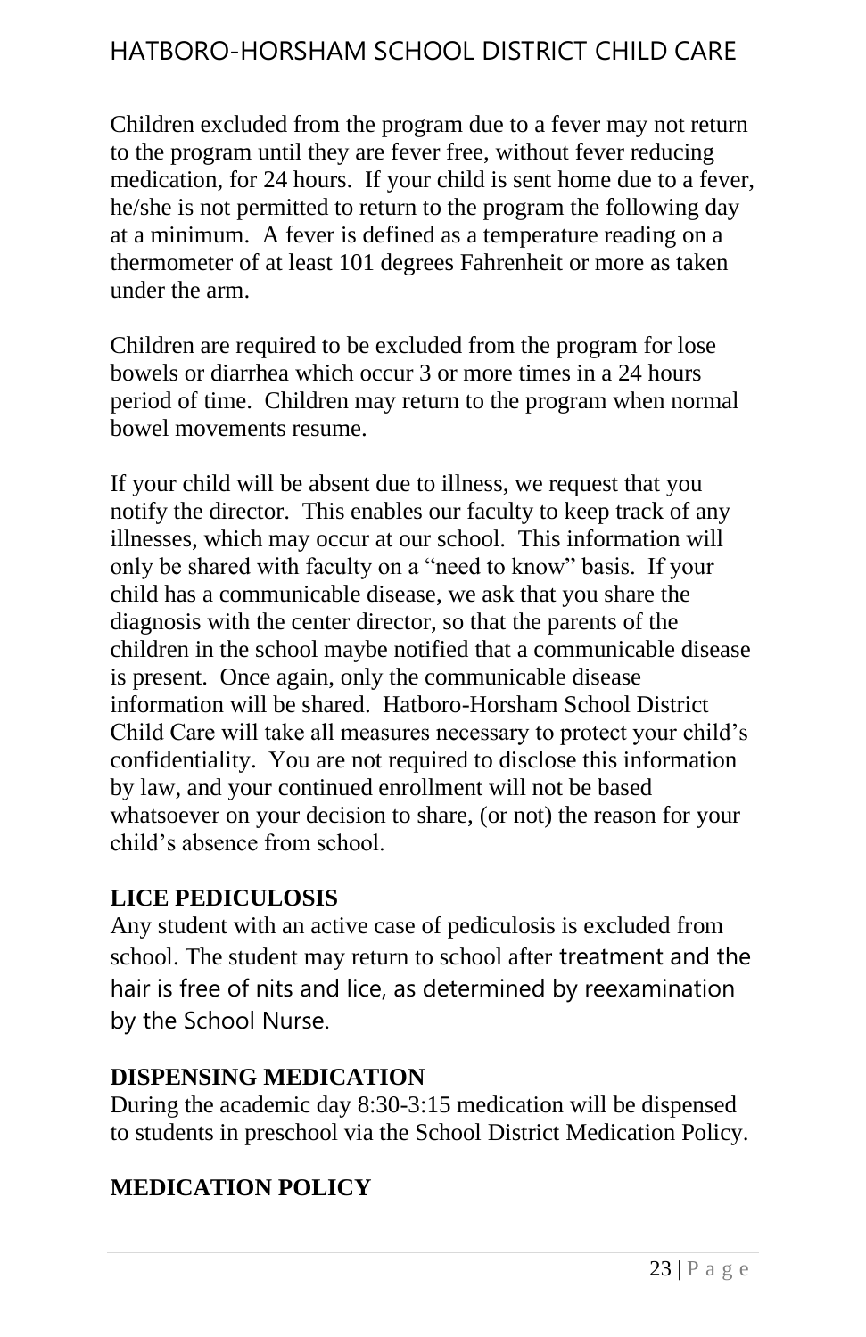Children excluded from the program due to a fever may not return to the program until they are fever free, without fever reducing medication, for 24 hours. If your child is sent home due to a fever, he/she is not permitted to return to the program the following day at a minimum. A fever is defined as a temperature reading on a thermometer of at least 101 degrees Fahrenheit or more as taken under the arm.

Children are required to be excluded from the program for lose bowels or diarrhea which occur 3 or more times in a 24 hours period of time. Children may return to the program when normal bowel movements resume.

If your child will be absent due to illness, we request that you notify the director. This enables our faculty to keep track of any illnesses, which may occur at our school. This information will only be shared with faculty on a "need to know" basis. If your child has a communicable disease, we ask that you share the diagnosis with the center director, so that the parents of the children in the school maybe notified that a communicable disease is present. Once again, only the communicable disease information will be shared. Hatboro-Horsham School District Child Care will take all measures necessary to protect your child's confidentiality. You are not required to disclose this information by law, and your continued enrollment will not be based whatsoever on your decision to share, (or not) the reason for your child's absence from school.

## LICE PEDICULOSIS

Any student with an active case of pediculosis is excluded from school. The student may return to school after treatment and the hair is free of nits and lice, as determined by reexamination by the School Nurse.

## DISPENSING MEDICATION

During the academic day 8:30-3:15 medication will be dispensed to students in preschool via the School District Medication Policy.

## MEDICATION POLICY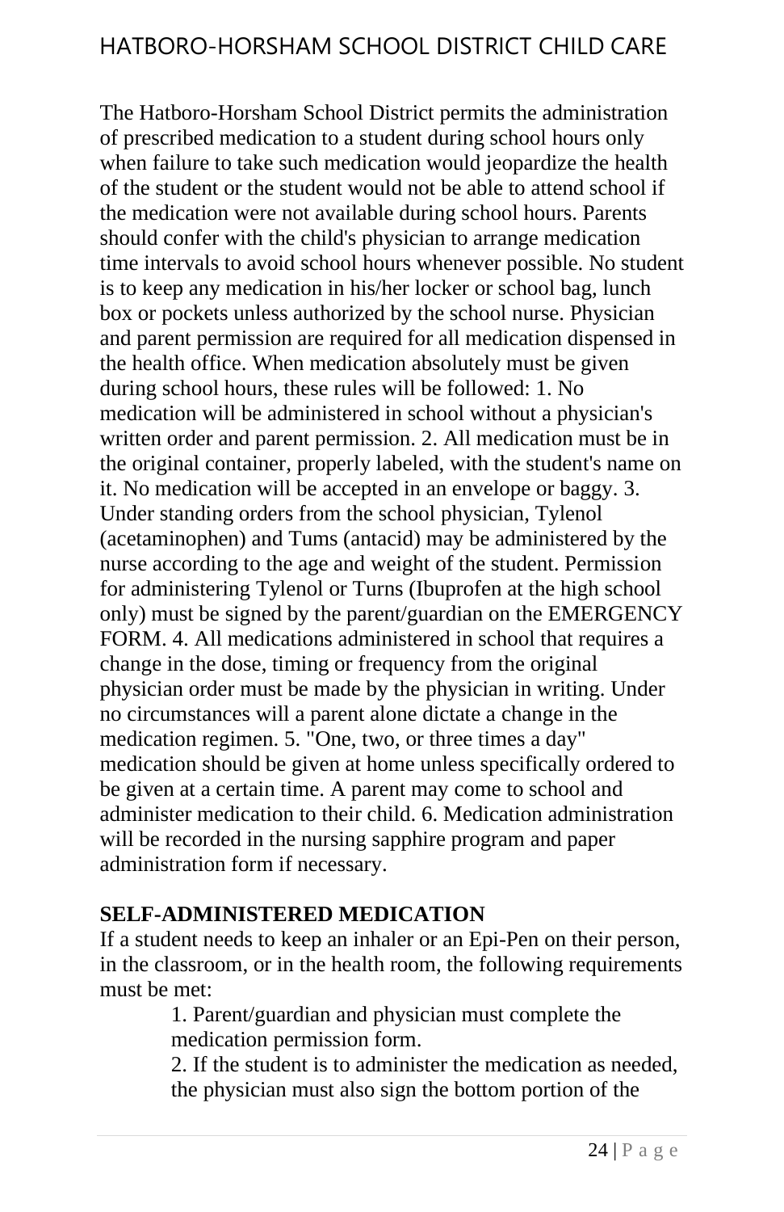The Hatboro-Horsham School District permits the administration of prescribed medication to a student during school hours only when failure to take such medication would jeopardize the health of the student or the student would not be able to attend school if the medication were not available during school hours. Parents should confer with the child's physician to arrange medication time intervals to avoid school hours whenever possible. No student is to keep any medication in his/her locker or school bag, lunch box or pockets unless authorized by the school nurse. Physician and parent permission are required for all medication dispensed in the health office. When medication absolutely must be given during school hours, these rules will be followed: 1. No medication will be administered in school without a physician's written order and parent permission. 2. All medication must be in the original container, properly labeled, with the student's name on it. No medication will be accepted in an envelope or baggy. 3. Under standing orders from the school physician, Tylenol (acetaminophen) and Tums (antacid) may be administered by the nurse according to the age and weight of the student. Permission for administering Tylenol or Turns (Ibuprofen at the high school only) must be signed by the parent/guardian on the EMERGENCY FORM. 4. All medications administered in school that requires a change in the dose, timing or frequency from the original physician order must be made by the physician in writing. Under no circumstances will a parent alone dictate a change in the medication regimen. 5. "One, two, or three times a day" medication should be given at home unless specifically ordered to be given at a certain time. A parent may come to school and administer medication to their child. 6. Medication administration will be recorded in the nursing sapphire program and paper administration form if necessary.

**SELF-ADMINISTERED MEDICATION**

If a student needs to keep an inhaler or an Epi-Pen on their person, in the classroom, or in the health room, the following requirements must be met:

1. Parent/guardian and physician must complete the medication permission form.
2. If the student is to administer the medication as needed, the physician must also sign the bottom portion of the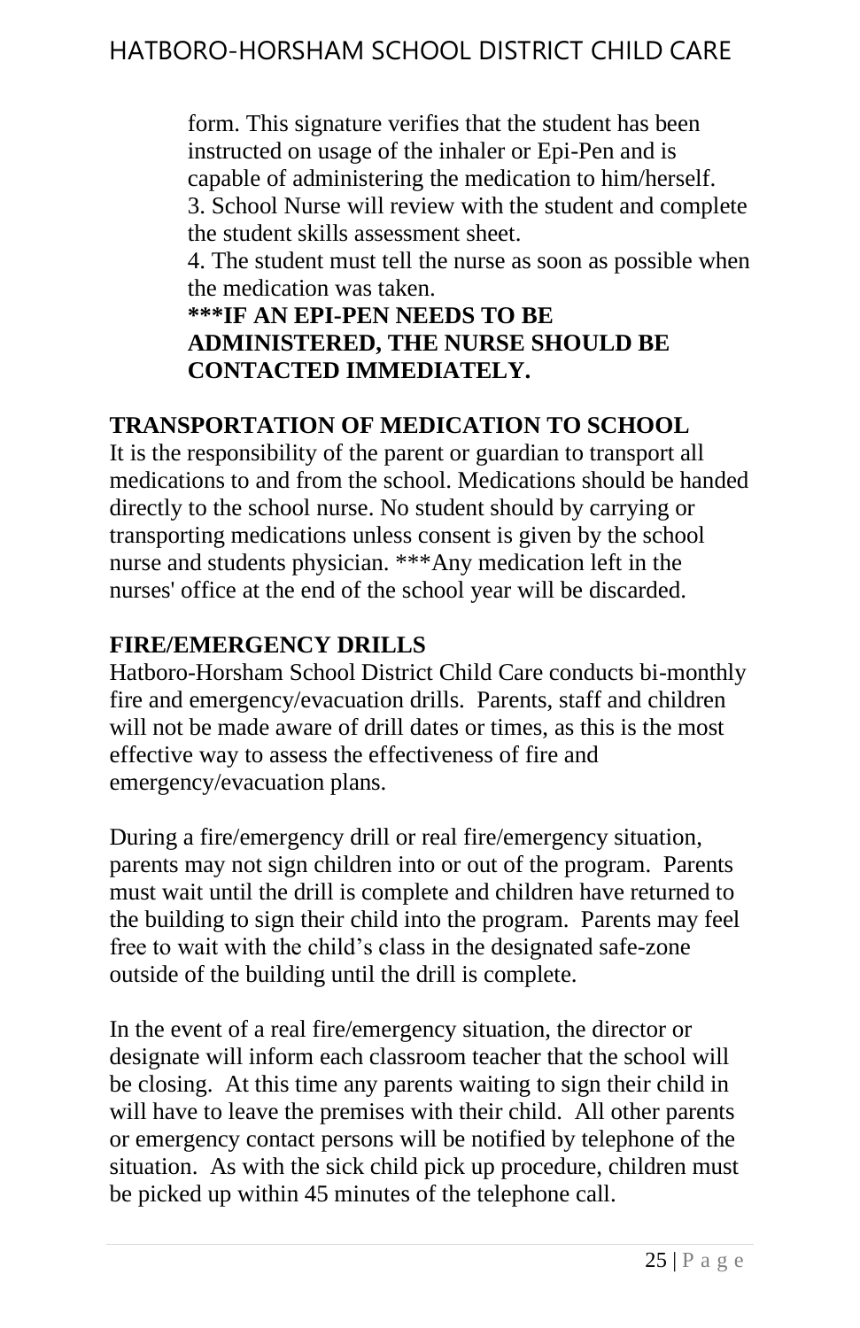form. This signature verifies that the student has been instructed on usage of the inhaler or Epi-Pen and is capable of administering the medication to him/herself.

3. School Nurse will review with the student and complete the student skills assessment sheet.

4. The student must tell the nurse as soon as possible when the medication was taken.

**\*\*\*IF AN EPI-PEN NEEDS TO BE ADMINISTERED, THE NURSE SHOULD BE CONTACTED IMMEDIATELY.**

**TRANSPORTATION OF MEDICATION TO SCHOOL**

It is the responsibility of the parent or guardian to transport all medications to and from the school. Medications should be handed directly to the school nurse. No student should by carrying or transporting medications unless consent is given by the school nurse and students physician. ***Any medication left in the nurses' office at the end of the school year will be discarded.

**FIRE/EMERGENCY DRILLS**

Hatboro-Horsham School District Child Care conducts bi-monthly fire and emergency/evacuation drills. Parents, staff and children will not be made aware of drill dates or times, as this is the most effective way to assess the effectiveness of fire and emergency/evacuation plans.

During a fire/emergency drill or real fire/emergency situation, parents may not sign children into or out of the program. Parents must wait until the drill is complete and children have returned to the building to sign their child into the program. Parents may feel free to wait with the child's class in the designated safe-zone outside of the building until the drill is complete.

In the event of a real fire/emergency situation, the director or designate will inform each classroom teacher that the school will be closing. At this time any parents waiting to sign their child in will have to leave the premises with their child. All other parents or emergency contact persons will be notified by telephone of the situation. As with the sick child pick up procedure, children must be picked up within 45 minutes of the telephone call.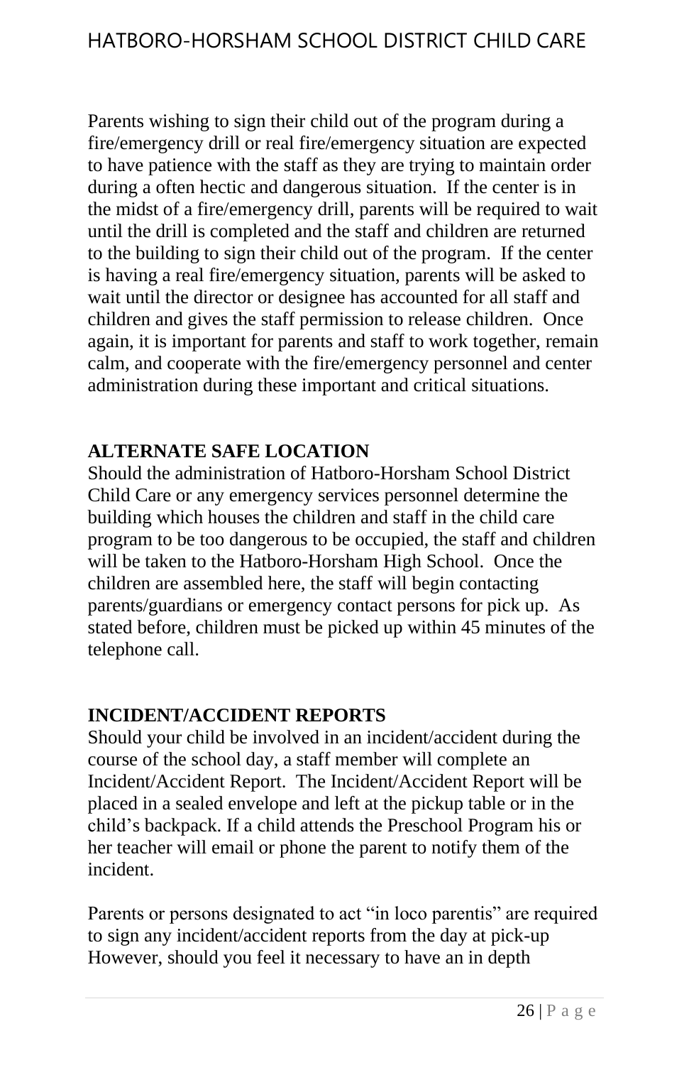Parents wishing to sign their child out of the program during a fire/emergency drill or real fire/emergency situation are expected to have patience with the staff as they are trying to maintain order during a often hectic and dangerous situation.  If the center is in the midst of a fire/emergency drill, parents will be required to wait until the drill is completed and the staff and children are returned to the building to sign their child out of the program.  If the center is having a real fire/emergency situation, parents will be asked to wait until the director or designee has accounted for all staff and children and gives the staff permission to release children.  Once again, it is important for parents and staff to work together, remain calm, and cooperate with the fire/emergency personnel and center administration during these important and critical situations.

## ALTERNATE SAFE LOCATION

Should the administration of Hatboro-Horsham School District Child Care or any emergency services personnel determine the building which houses the children and staff in the child care program to be too dangerous to be occupied, the staff and children will be taken to the Hatboro-Horsham High School.  Once the children are assembled here, the staff will begin contacting parents/guardians or emergency contact persons for pick up.  As stated before, children must be picked up within 45 minutes of the telephone call.

## INCIDENT/ACCIDENT REPORTS

Should your child be involved in an incident/accident during the course of the school day, a staff member will complete an Incident/Accident Report.  The Incident/Accident Report will be placed in a sealed envelope and left at the pickup table or in the child's backpack. If a child attends the Preschool Program his or her teacher will email or phone the parent to notify them of the incident.

Parents or persons designated to act "in loco parentis" are required to sign any incident/accident reports from the day at pick-up However, should you feel it necessary to have an in depth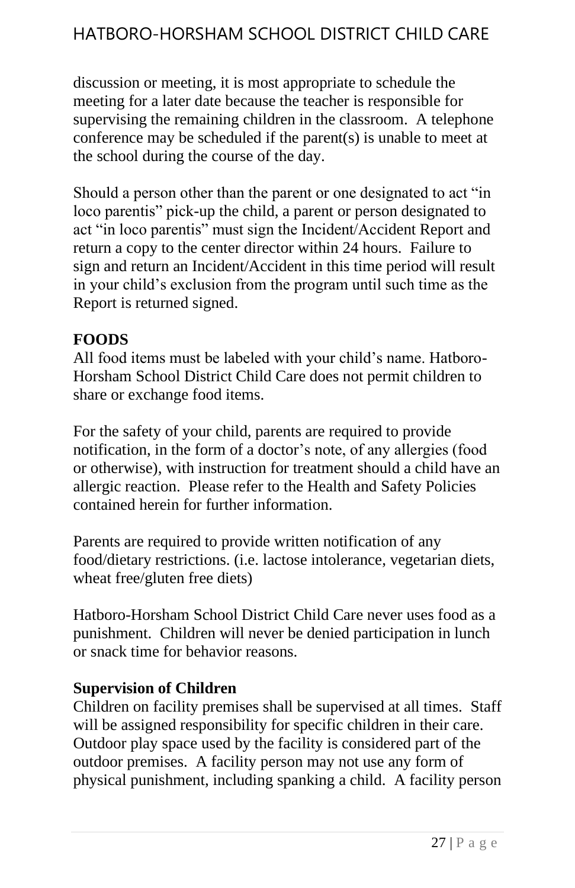discussion or meeting, it is most appropriate to schedule the meeting for a later date because the teacher is responsible for supervising the remaining children in the classroom. A telephone conference may be scheduled if the parent(s) is unable to meet at the school during the course of the day.

Should a person other than the parent or one designated to act "in loco parentis" pick-up the child, a parent or person designated to act "in loco parentis" must sign the Incident/Accident Report and return a copy to the center director within 24 hours. Failure to sign and return an Incident/Accident in this time period will result in your child's exclusion from the program until such time as the Report is returned signed.

**FOODS**

All food items must be labeled with your child's name. Hatboro-Horsham School District Child Care does not permit children to share or exchange food items.

For the safety of your child, parents are required to provide notification, in the form of a doctor's note, of any allergies (food or otherwise), with instruction for treatment should a child have an allergic reaction. Please refer to the Health and Safety Policies contained herein for further information.

Parents are required to provide written notification of any food/dietary restrictions. (i.e. lactose intolerance, vegetarian diets, wheat free/gluten free diets)

Hatboro-Horsham School District Child Care never uses food as a punishment. Children will never be denied participation in lunch or snack time for behavior reasons.

**Supervision of Children**

Children on facility premises shall be supervised at all times. Staff will be assigned responsibility for specific children in their care. Outdoor play space used by the facility is considered part of the outdoor premises. A facility person may not use any form of physical punishment, including spanking a child. A facility person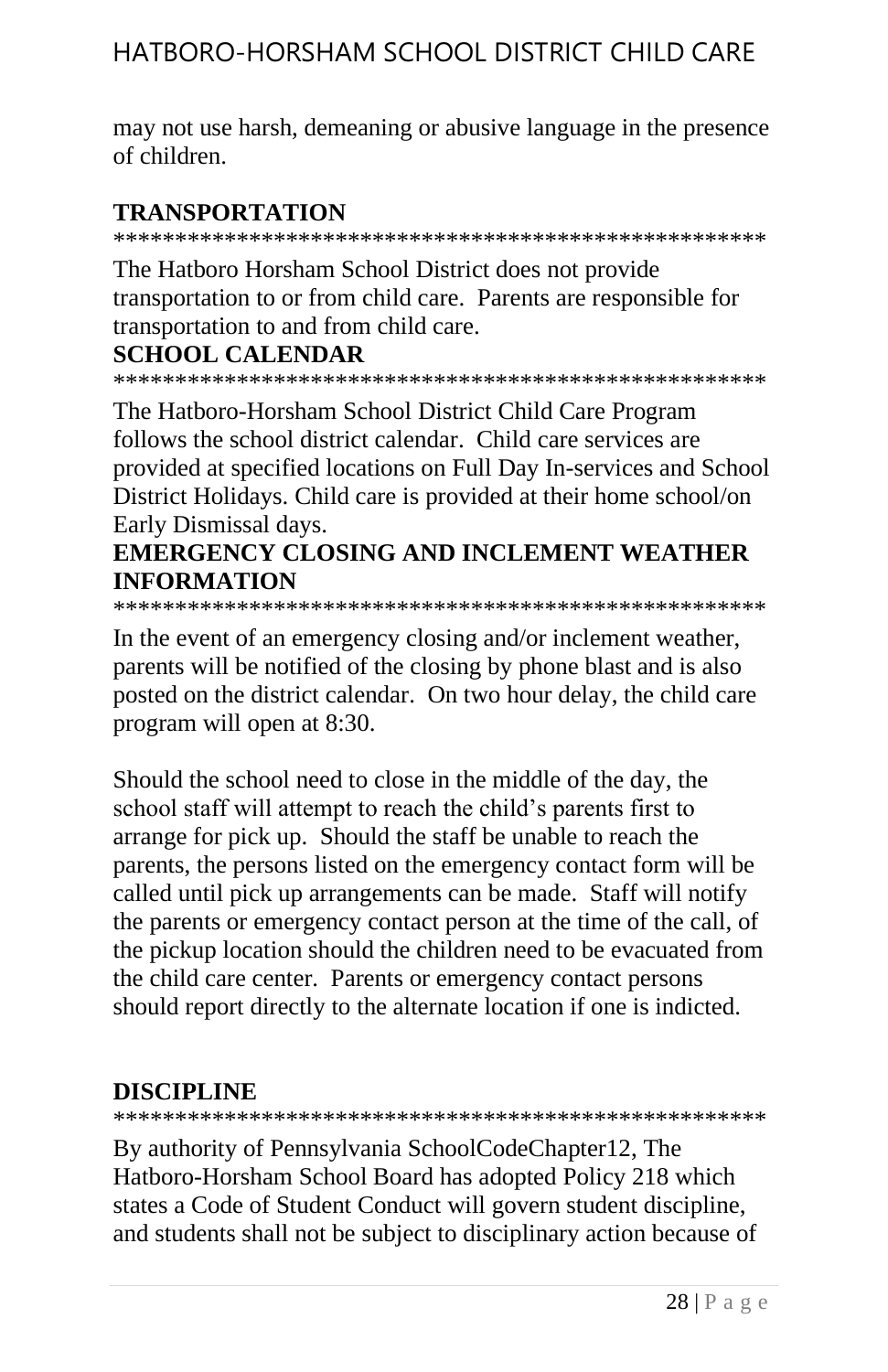may not use harsh, demeaning or abusive language in the presence of children.

## TRANSPORTATION

*****************************************************

The Hatboro Horsham School District does not provide transportation to or from child care. Parents are responsible for transportation to and from child care.

## SCHOOL CALENDAR

*****************************************************

The Hatboro-Horsham School District Child Care Program follows the school district calendar. Child care services are provided at specified locations on Full Day In-services and School District Holidays. Child care is provided at their home school/on Early Dismissal days.

## EMERGENCY CLOSING AND INCLEMENT WEATHER INFORMATION

*****************************************************

In the event of an emergency closing and/or inclement weather, parents will be notified of the closing by phone blast and is also posted on the district calendar. On two hour delay, the child care program will open at 8:30.

Should the school need to close in the middle of the day, the school staff will attempt to reach the child's parents first to arrange for pick up. Should the staff be unable to reach the parents, the persons listed on the emergency contact form will be called until pick up arrangements can be made. Staff will notify the parents or emergency contact person at the time of the call, of the pickup location should the children need to be evacuated from the child care center. Parents or emergency contact persons should report directly to the alternate location if one is indicted.

## DISCIPLINE

*****************************************************

By authority of Pennsylvania SchoolCodeChapter12, The Hatboro-Horsham School Board has adopted Policy 218 which states a Code of Student Conduct will govern student discipline, and students shall not be subject to disciplinary action because of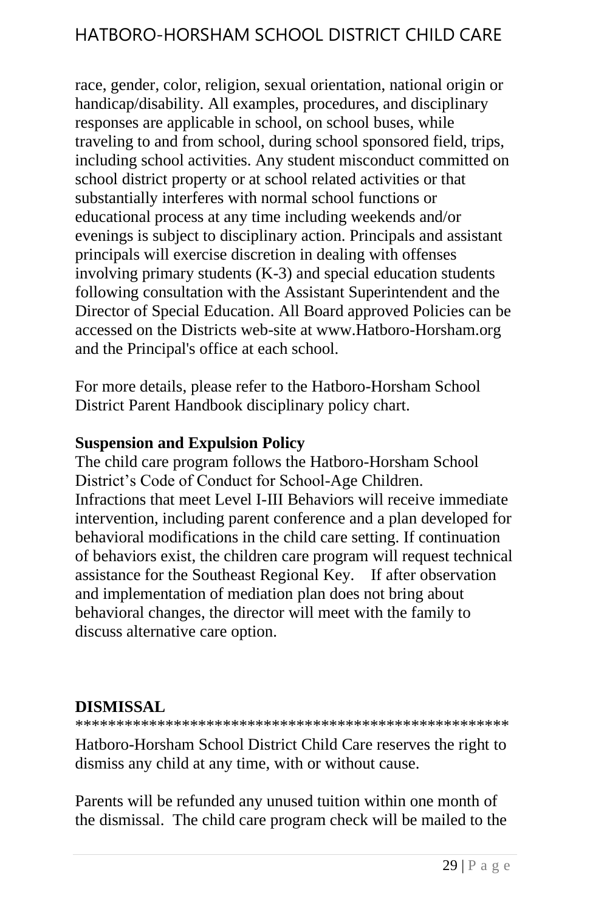race, gender, color, religion, sexual orientation, national origin or handicap/disability. All examples, procedures, and disciplinary responses are applicable in school, on school buses, while traveling to and from school, during school sponsored field, trips, including school activities. Any student misconduct committed on school district property or at school related activities or that substantially interferes with normal school functions or educational process at any time including weekends and/or evenings is subject to disciplinary action. Principals and assistant principals will exercise discretion in dealing with offenses involving primary students (K-3) and special education students following consultation with the Assistant Superintendent and the Director of Special Education. All Board approved Policies can be accessed on the Districts web-site at www.Hatboro-Horsham.org and the Principal's office at each school.

For more details, please refer to the Hatboro-Horsham School District Parent Handbook disciplinary policy chart.

**Suspension and Expulsion Policy**

The child care program follows the Hatboro-Horsham School District's Code of Conduct for School-Age Children. Infractions that meet Level I-III Behaviors will receive immediate intervention, including parent conference and a plan developed for behavioral modifications in the child care setting. If continuation of behaviors exist, the children care program will request technical assistance for the Southeast Regional Key. If after observation and implementation of mediation plan does not bring about behavioral changes, the director will meet with the family to discuss alternative care option.

**DISMISSAL**

*****************************************************

Hatboro-Horsham School District Child Care reserves the right to dismiss any child at any time, with or without cause.

Parents will be refunded any unused tuition within one month of the dismissal. The child care program check will be mailed to the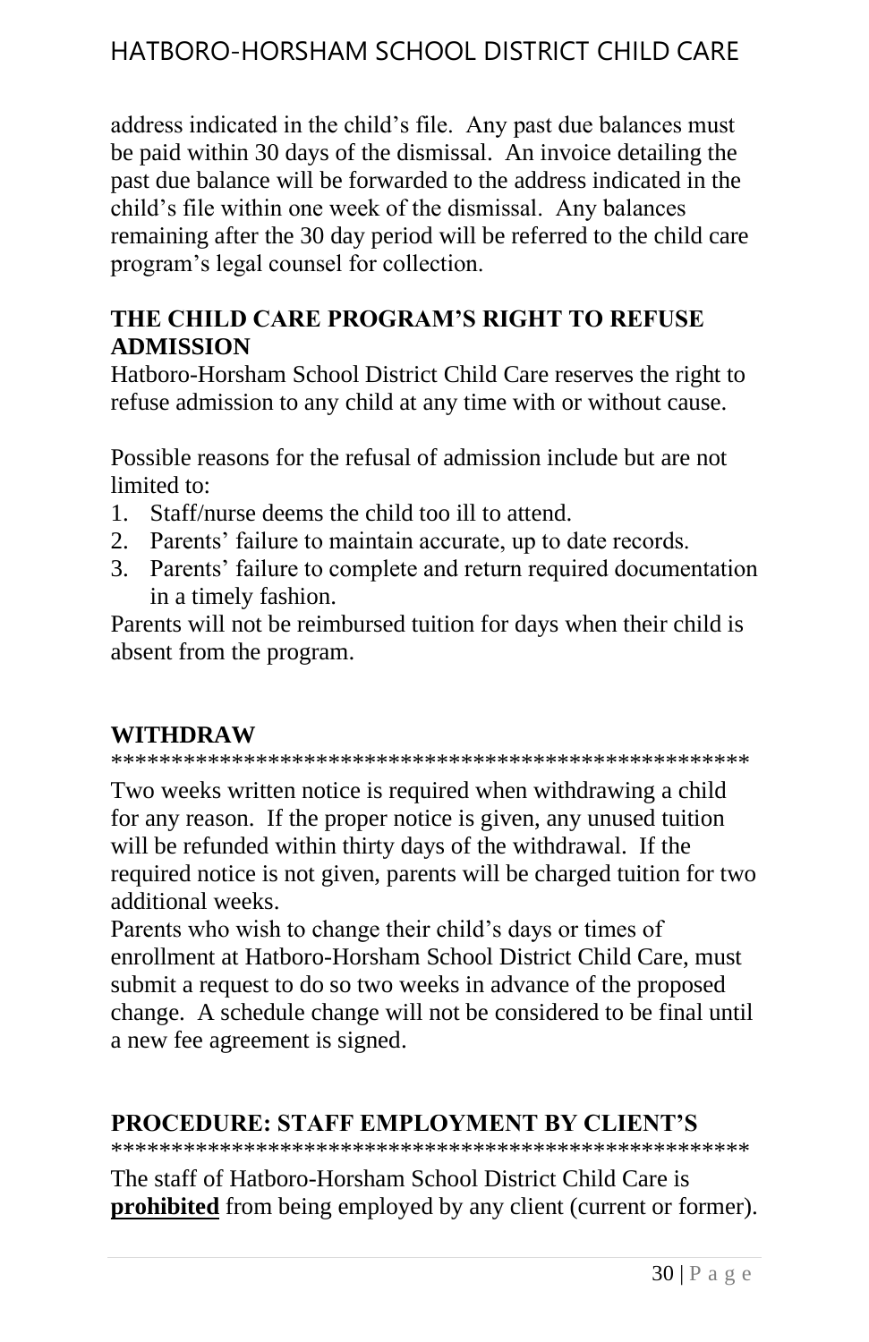address indicated in the child's file. Any past due balances must be paid within 30 days of the dismissal. An invoice detailing the past due balance will be forwarded to the address indicated in the child's file within one week of the dismissal. Any balances remaining after the 30 day period will be referred to the child care program's legal counsel for collection.

## THE CHILD CARE PROGRAM'S RIGHT TO REFUSE ADMISSION

Hatboro-Horsham School District Child Care reserves the right to refuse admission to any child at any time with or without cause.

Possible reasons for the refusal of admission include but are not limited to:

1. Staff/nurse deems the child too ill to attend.
2. Parents' failure to maintain accurate, up to date records.
3. Parents' failure to complete and return required documentation in a timely fashion.

Parents will not be reimbursed tuition for days when their child is absent from the program.

## WITHDRAW

*****************************************************

Two weeks written notice is required when withdrawing a child for any reason. If the proper notice is given, any unused tuition will be refunded within thirty days of the withdrawal. If the required notice is not given, parents will be charged tuition for two additional weeks.

Parents who wish to change their child's days or times of enrollment at Hatboro-Horsham School District Child Care, must submit a request to do so two weeks in advance of the proposed change. A schedule change will not be considered to be final until a new fee agreement is signed.

## PROCEDURE: STAFF EMPLOYMENT BY CLIENT'S

*****************************************************

The staff of Hatboro-Horsham School District Child Care is <u>**prohibited**</u> from being employed by any client (current or former).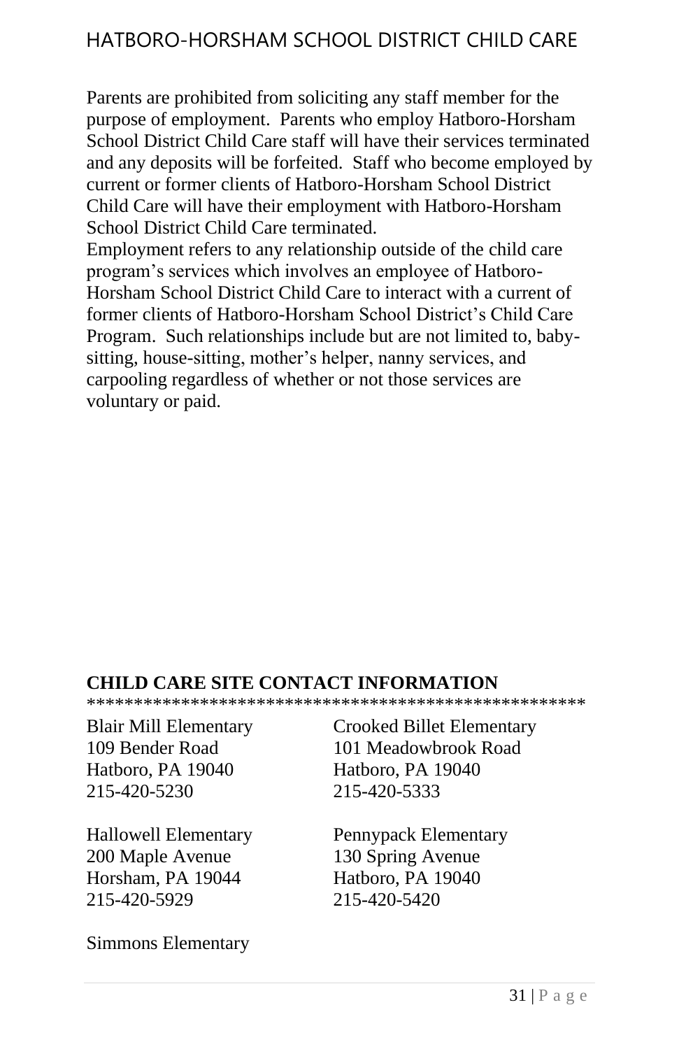Parents are prohibited from soliciting any staff member for the purpose of employment. Parents who employ Hatboro-Horsham School District Child Care staff will have their services terminated and any deposits will be forfeited. Staff who become employed by current or former clients of Hatboro-Horsham School District Child Care will have their employment with Hatboro-Horsham School District Child Care terminated.
Employment refers to any relationship outside of the child care program's services which involves an employee of Hatboro-Horsham School District Child Care to interact with a current of former clients of Hatboro-Horsham School District's Child Care Program. Such relationships include but are not limited to, baby-sitting, house-sitting, mother's helper, nanny services, and carpooling regardless of whether or not those services are voluntary or paid.

## CHILD CARE SITE CONTACT INFORMATION

*****************************************************

Blair Mill Elementary
109 Bender Road
Hatboro, PA 19040
215-420-5230

Crooked Billet Elementary
101 Meadowbrook Road
Hatboro, PA 19040
215-420-5333

Hallowell Elementary
200 Maple Avenue
Horsham, PA 19044
215-420-5929

Pennypack Elementary
130 Spring Avenue
Hatboro, PA 19040
215-420-5420

Simmons Elementary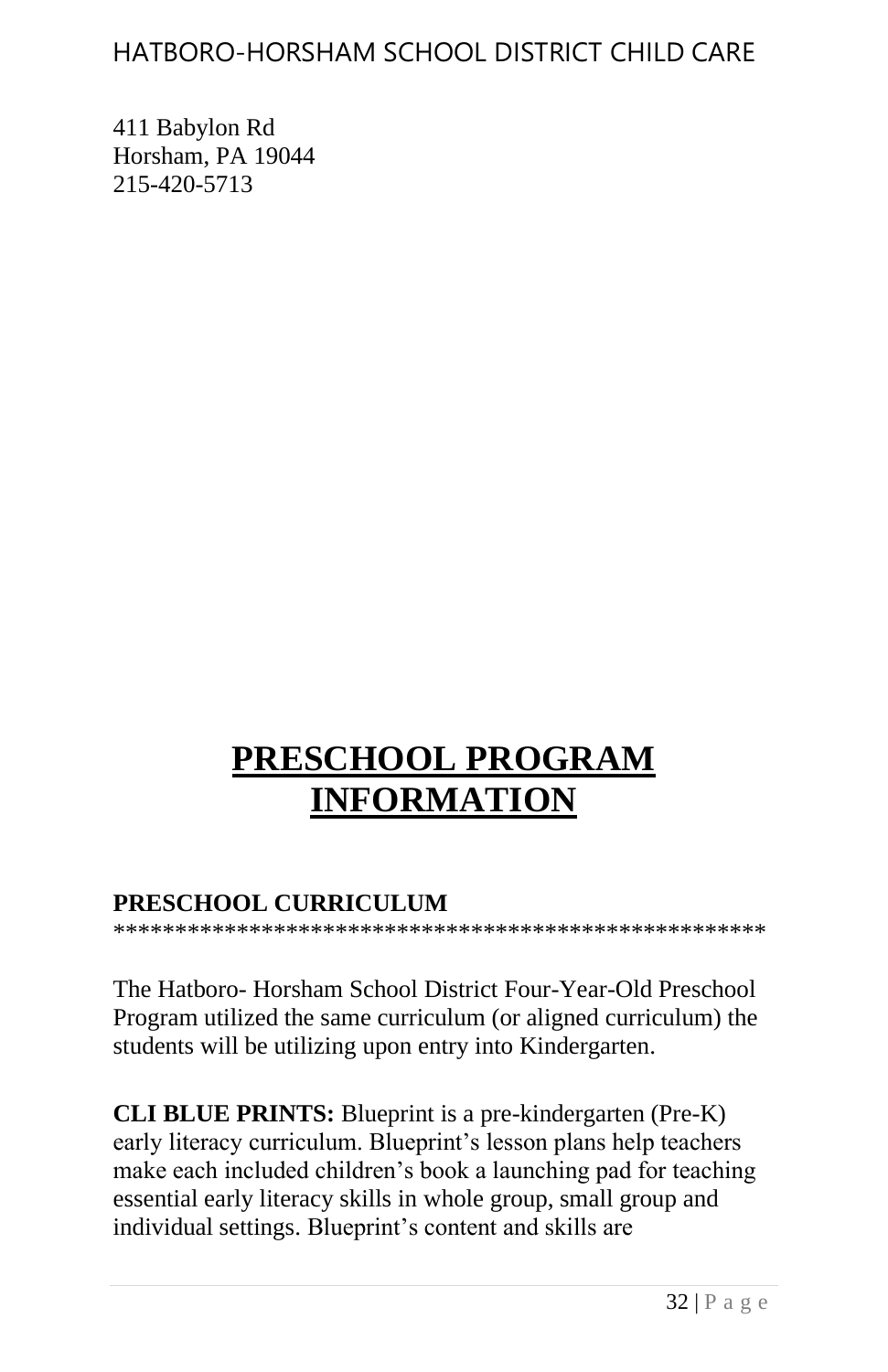HATBORO-HORSHAM SCHOOL DISTRICT CHILD CARE

411 Babylon Rd
Horsham, PA 19044
215-420-5713

# PRESCHOOL PROGRAM INFORMATION

**PRESCHOOL CURRICULUM**
****************************************************

The Hatboro- Horsham School District Four-Year-Old Preschool Program utilized the same curriculum (or aligned curriculum) the students will be utilizing upon entry into Kindergarten.

**CLI BLUE PRINTS:** Blueprint is a pre-kindergarten (Pre-K) early literacy curriculum. Blueprint's lesson plans help teachers make each included children's book a launching pad for teaching essential early literacy skills in whole group, small group and individual settings. Blueprint's content and skills are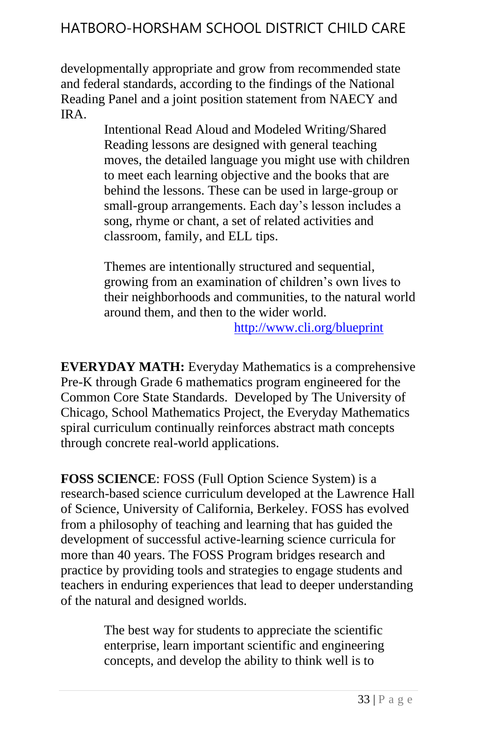developmentally appropriate and grow from recommended state and federal standards, according to the findings of the National Reading Panel and a joint position statement from NAECY and IRA.

> Intentional Read Aloud and Modeled Writing/Shared Reading lessons are designed with general teaching moves, the detailed language you might use with children to meet each learning objective and the books that are behind the lessons. These can be used in large-group or small-group arrangements. Each day's lesson includes a song, rhyme or chant, a set of related activities and classroom, family, and ELL tips.
>
> Themes are intentionally structured and sequential, growing from an examination of children's own lives to their neighborhoods and communities, to the natural world around them, and then to the wider world.
>
> http://www.cli.org/blueprint

**EVERYDAY MATH:** Everyday Mathematics is a comprehensive Pre-K through Grade 6 mathematics program engineered for the Common Core State Standards. Developed by The University of Chicago, School Mathematics Project, the Everyday Mathematics spiral curriculum continually reinforces abstract math concepts through concrete real-world applications.

**FOSS SCIENCE**: FOSS (Full Option Science System) is a research-based science curriculum developed at the Lawrence Hall of Science, University of California, Berkeley. FOSS has evolved from a philosophy of teaching and learning that has guided the development of successful active-learning science curricula for more than 40 years. The FOSS Program bridges research and practice by providing tools and strategies to engage students and teachers in enduring experiences that lead to deeper understanding of the natural and designed worlds.

> The best way for students to appreciate the scientific enterprise, learn important scientific and engineering concepts, and develop the ability to think well is to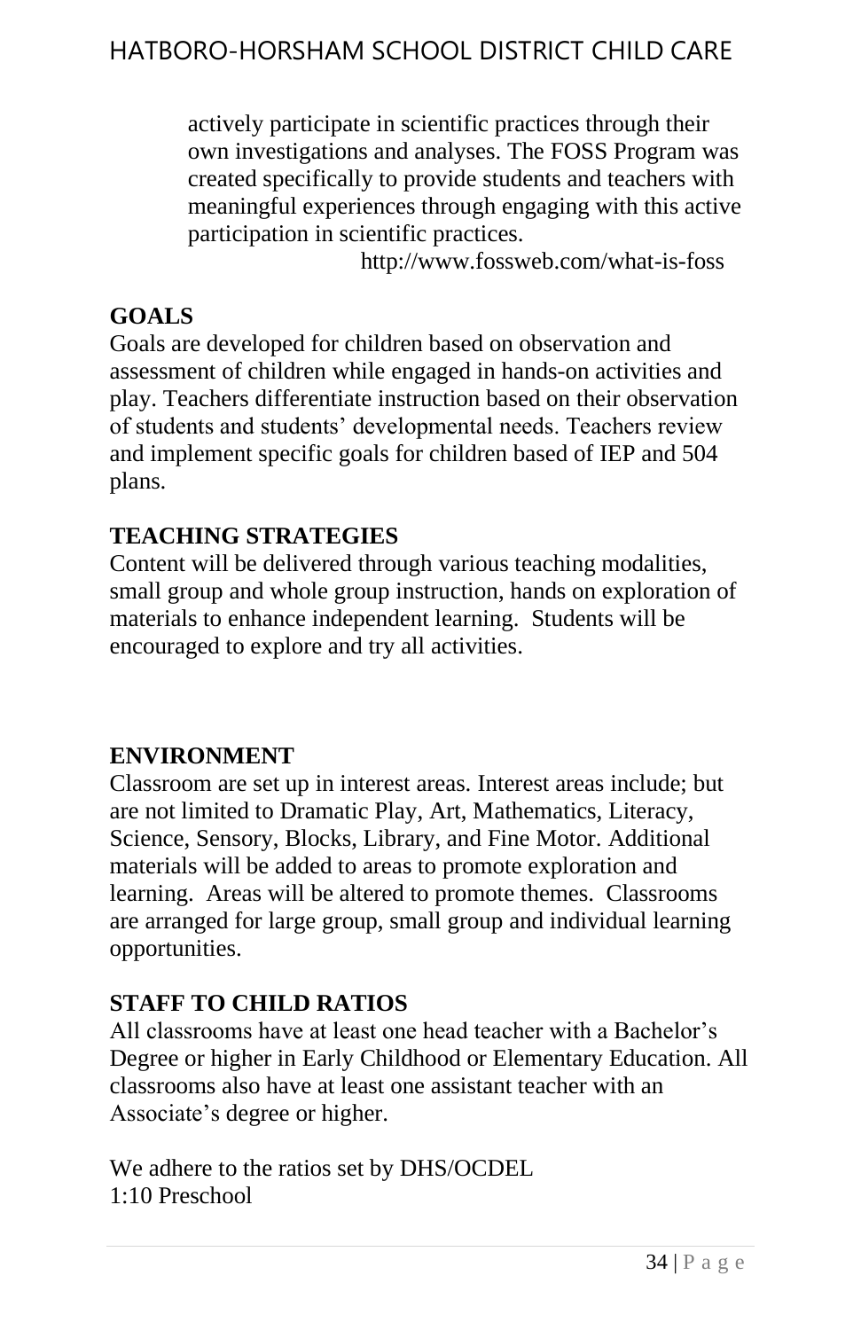actively participate in scientific practices through their own investigations and analyses. The FOSS Program was created specifically to provide students and teachers with meaningful experiences through engaging with this active participation in scientific practices.

http://www.fossweb.com/what-is-foss

## GOALS

Goals are developed for children based on observation and assessment of children while engaged in hands-on activities and play. Teachers differentiate instruction based on their observation of students and students' developmental needs. Teachers review and implement specific goals for children based of IEP and 504 plans.

## TEACHING STRATEGIES

Content will be delivered through various teaching modalities, small group and whole group instruction, hands on exploration of materials to enhance independent learning. Students will be encouraged to explore and try all activities.

## ENVIRONMENT

Classroom are set up in interest areas. Interest areas include; but are not limited to Dramatic Play, Art, Mathematics, Literacy, Science, Sensory, Blocks, Library, and Fine Motor. Additional materials will be added to areas to promote exploration and learning. Areas will be altered to promote themes. Classrooms are arranged for large group, small group and individual learning opportunities.

## STAFF TO CHILD RATIOS

All classrooms have at least one head teacher with a Bachelor's Degree or higher in Early Childhood or Elementary Education. All classrooms also have at least one assistant teacher with an Associate's degree or higher.

We adhere to the ratios set by DHS/OCDEL
1:10 Preschool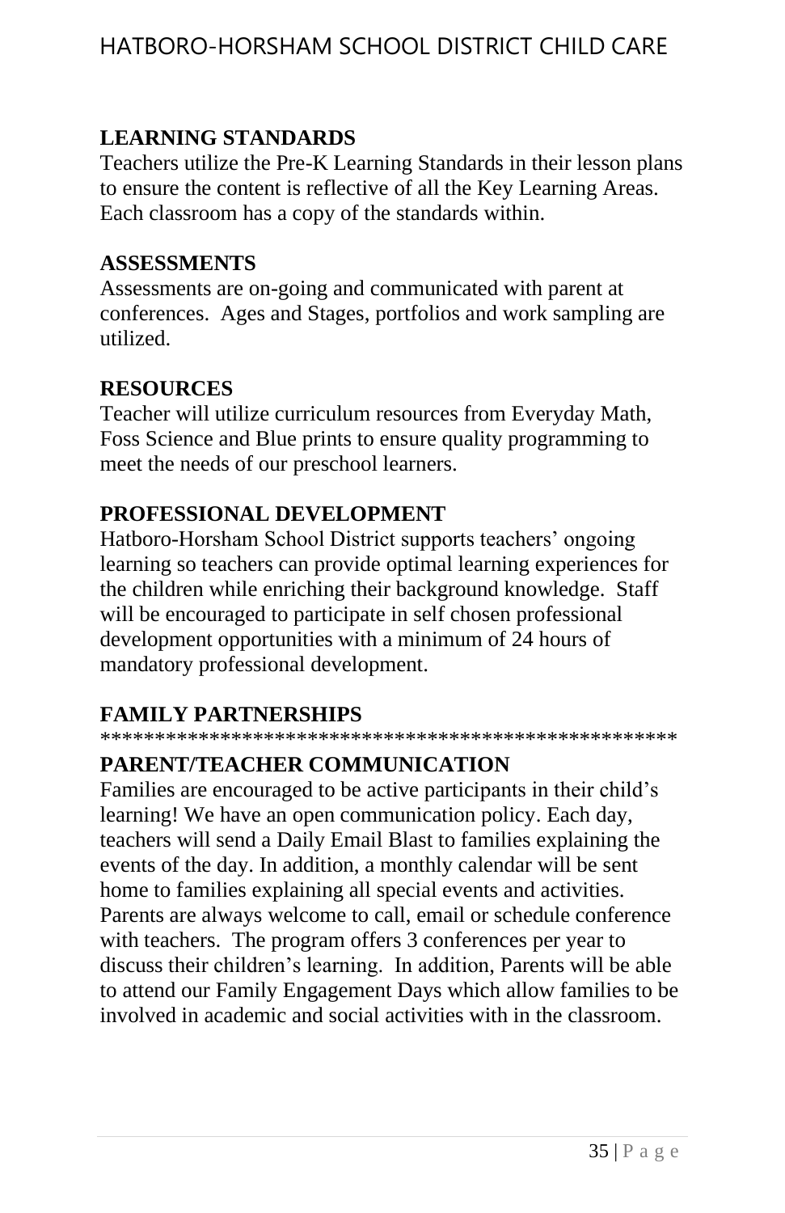## LEARNING STANDARDS

Teachers utilize the Pre-K Learning Standards in their lesson plans to ensure the content is reflective of all the Key Learning Areas. Each classroom has a copy of the standards within.

## ASSESSMENTS

Assessments are on-going and communicated with parent at conferences. Ages and Stages, portfolios and work sampling are utilized.

## RESOURCES

Teacher will utilize curriculum resources from Everyday Math, Foss Science and Blue prints to ensure quality programming to meet the needs of our preschool learners.

## PROFESSIONAL DEVELOPMENT

Hatboro-Horsham School District supports teachers' ongoing learning so teachers can provide optimal learning experiences for the children while enriching their background knowledge. Staff will be encouraged to participate in self chosen professional development opportunities with a minimum of 24 hours of mandatory professional development.

## FAMILY PARTNERSHIPS

****************************************************

## PARENT/TEACHER COMMUNICATION

Families are encouraged to be active participants in their child's learning! We have an open communication policy. Each day, teachers will send a Daily Email Blast to families explaining the events of the day. In addition, a monthly calendar will be sent home to families explaining all special events and activities. Parents are always welcome to call, email or schedule conference with teachers. The program offers 3 conferences per year to discuss their children's learning. In addition, Parents will be able to attend our Family Engagement Days which allow families to be involved in academic and social activities with in the classroom.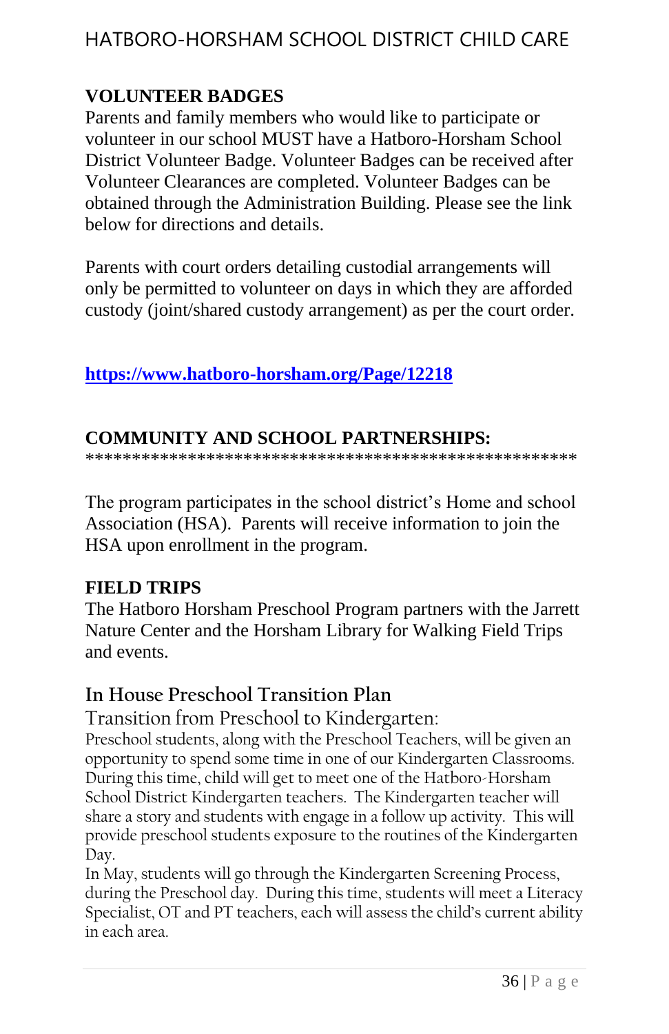## VOLUNTEER BADGES

Parents and family members who would like to participate or volunteer in our school MUST have a Hatboro-Horsham School District Volunteer Badge. Volunteer Badges can be received after Volunteer Clearances are completed. Volunteer Badges can be obtained through the Administration Building. Please see the link below for directions and details.

Parents with court orders detailing custodial arrangements will only be permitted to volunteer on days in which they are afforded custody (joint/shared custody arrangement) as per the court order.

**https://www.hatboro-horsham.org/Page/12218**

## COMMUNITY AND SCHOOL PARTNERSHIPS:

****************************************************

The program participates in the school district's Home and school Association (HSA). Parents will receive information to join the HSA upon enrollment in the program.

## FIELD TRIPS

The Hatboro Horsham Preschool Program partners with the Jarrett Nature Center and the Horsham Library for Walking Field Trips and events.

## In House Preschool Transition Plan

### Transition from Preschool to Kindergarten:

Preschool students, along with the Preschool Teachers, will be given an opportunity to spend some time in one of our Kindergarten Classrooms. During this time, child will get to meet one of the Hatboro-Horsham School District Kindergarten teachers. The Kindergarten teacher will share a story and students with engage in a follow up activity. This will provide preschool students exposure to the routines of the Kindergarten Day.

In May, students will go through the Kindergarten Screening Process, during the Preschool day. During this time, students will meet a Literacy Specialist, OT and PT teachers, each will assess the child's current ability in each area.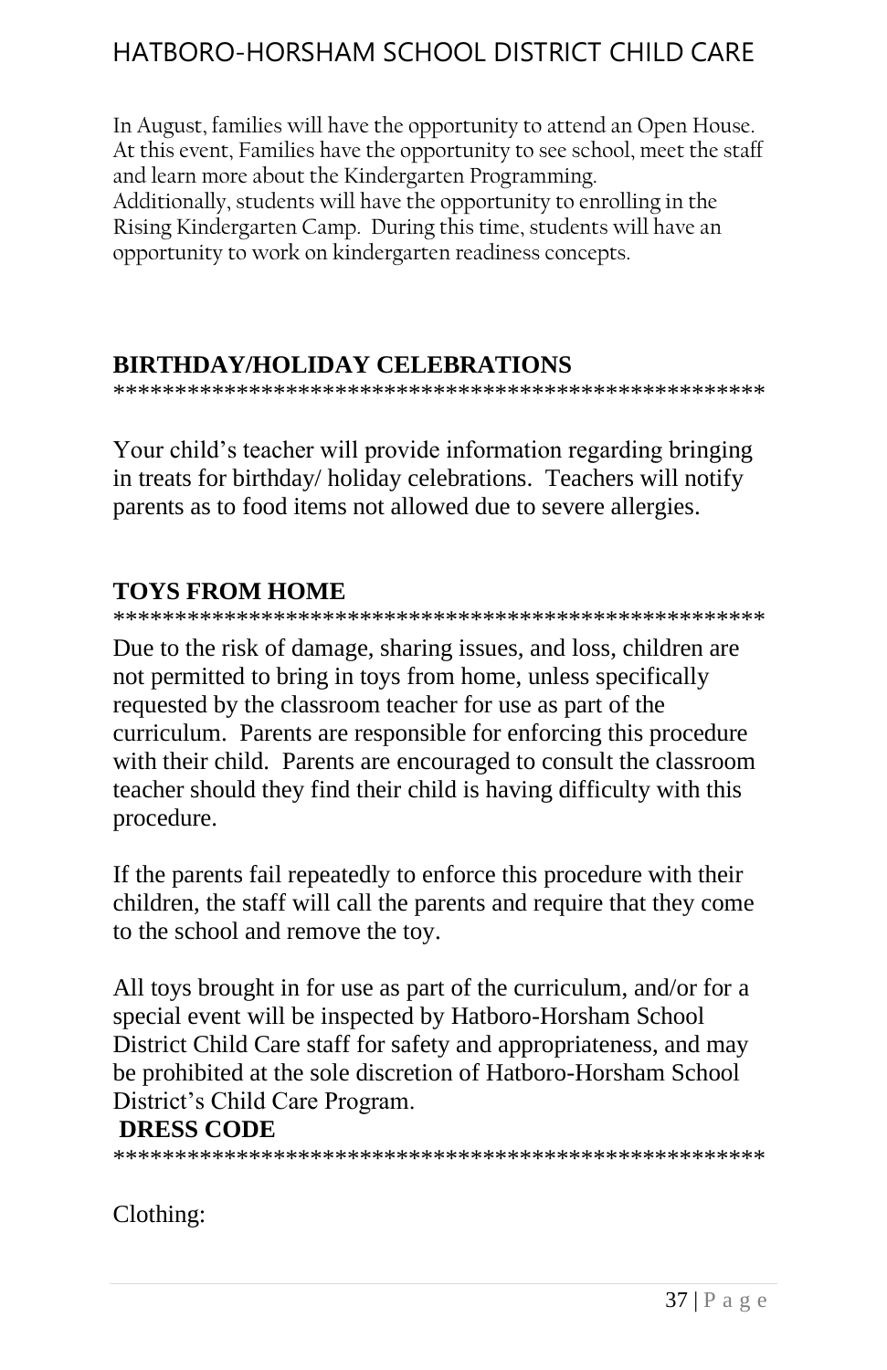In August, families will have the opportunity to attend an Open House. At this event, Families have the opportunity to see school, meet the staff and learn more about the Kindergarten Programming.
Additionally, students will have the opportunity to enrolling in the Rising Kindergarten Camp. During this time, students will have an opportunity to work on kindergarten readiness concepts.

## BIRTHDAY/HOLIDAY CELEBRATIONS

****************************************************

Your child's teacher will provide information regarding bringing in treats for birthday/ holiday celebrations. Teachers will notify parents as to food items not allowed due to severe allergies.

## TOYS FROM HOME

****************************************************

Due to the risk of damage, sharing issues, and loss, children are not permitted to bring in toys from home, unless specifically requested by the classroom teacher for use as part of the curriculum. Parents are responsible for enforcing this procedure with their child. Parents are encouraged to consult the classroom teacher should they find their child is having difficulty with this procedure.

If the parents fail repeatedly to enforce this procedure with their children, the staff will call the parents and require that they come to the school and remove the toy.

All toys brought in for use as part of the curriculum, and/or for a special event will be inspected by Hatboro-Horsham School District Child Care staff for safety and appropriateness, and may be prohibited at the sole discretion of Hatboro-Horsham School District's Child Care Program.

## DRESS CODE

****************************************************

Clothing: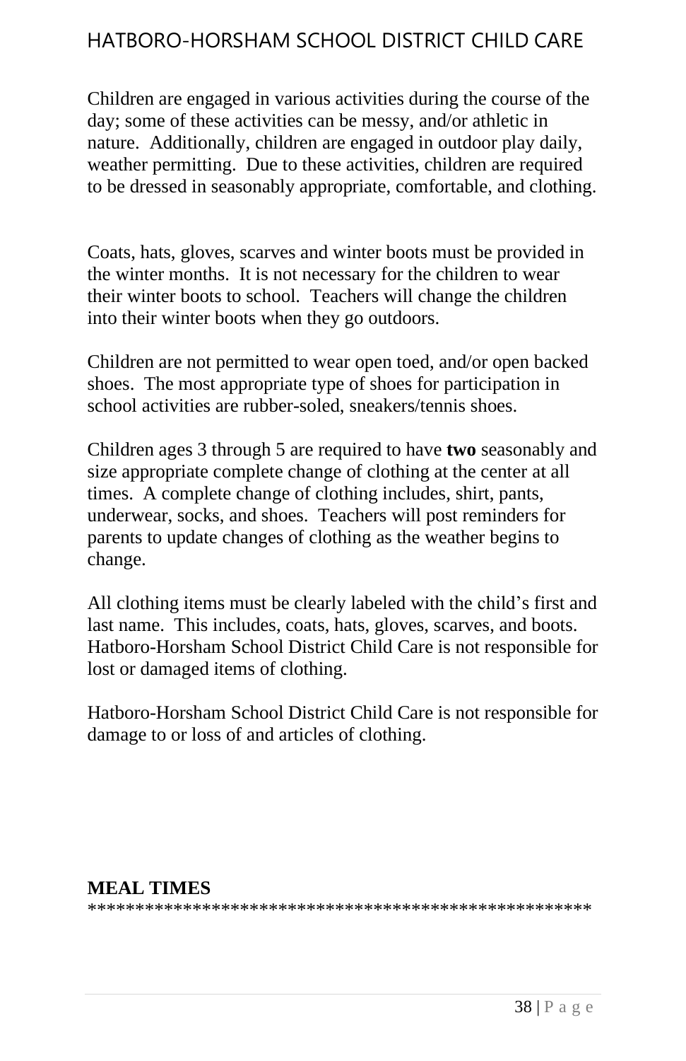Children are engaged in various activities during the course of the day; some of these activities can be messy, and/or athletic in nature. Additionally, children are engaged in outdoor play daily, weather permitting. Due to these activities, children are required to be dressed in seasonably appropriate, comfortable, and clothing.

Coats, hats, gloves, scarves and winter boots must be provided in the winter months. It is not necessary for the children to wear their winter boots to school. Teachers will change the children into their winter boots when they go outdoors.

Children are not permitted to wear open toed, and/or open backed shoes. The most appropriate type of shoes for participation in school activities are rubber-soled, sneakers/tennis shoes.

Children ages 3 through 5 are required to have **two** seasonably and size appropriate complete change of clothing at the center at all times. A complete change of clothing includes, shirt, pants, underwear, socks, and shoes. Teachers will post reminders for parents to update changes of clothing as the weather begins to change.

All clothing items must be clearly labeled with the child's first and last name. This includes, coats, hats, gloves, scarves, and boots. Hatboro-Horsham School District Child Care is not responsible for lost or damaged items of clothing.

Hatboro-Horsham School District Child Care is not responsible for damage to or loss of and articles of clothing.

**MEAL TIMES**

****************************************************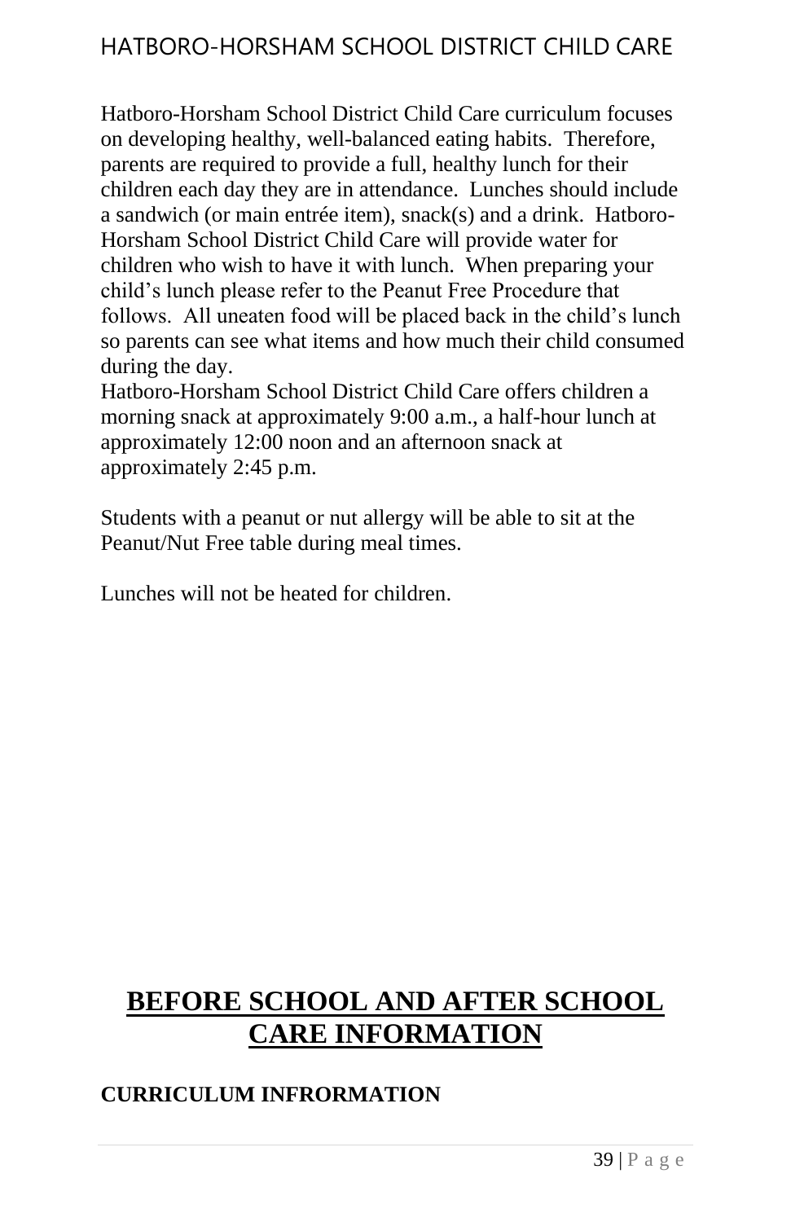Hatboro-Horsham School District Child Care curriculum focuses on developing healthy, well-balanced eating habits. Therefore, parents are required to provide a full, healthy lunch for their children each day they are in attendance. Lunches should include a sandwich (or main entrée item), snack(s) and a drink. Hatboro-Horsham School District Child Care will provide water for children who wish to have it with lunch. When preparing your child's lunch please refer to the Peanut Free Procedure that follows. All uneaten food will be placed back in the child's lunch so parents can see what items and how much their child consumed during the day.
Hatboro-Horsham School District Child Care offers children a morning snack at approximately 9:00 a.m., a half-hour lunch at approximately 12:00 noon and an afternoon snack at approximately 2:45 p.m.

Students with a peanut or nut allergy will be able to sit at the Peanut/Nut Free table during meal times.

Lunches will not be heated for children.

# <u>BEFORE SCHOOL AND AFTER SCHOOL CARE INFORMATION</u>

**CURRICULUM INFRORMATION**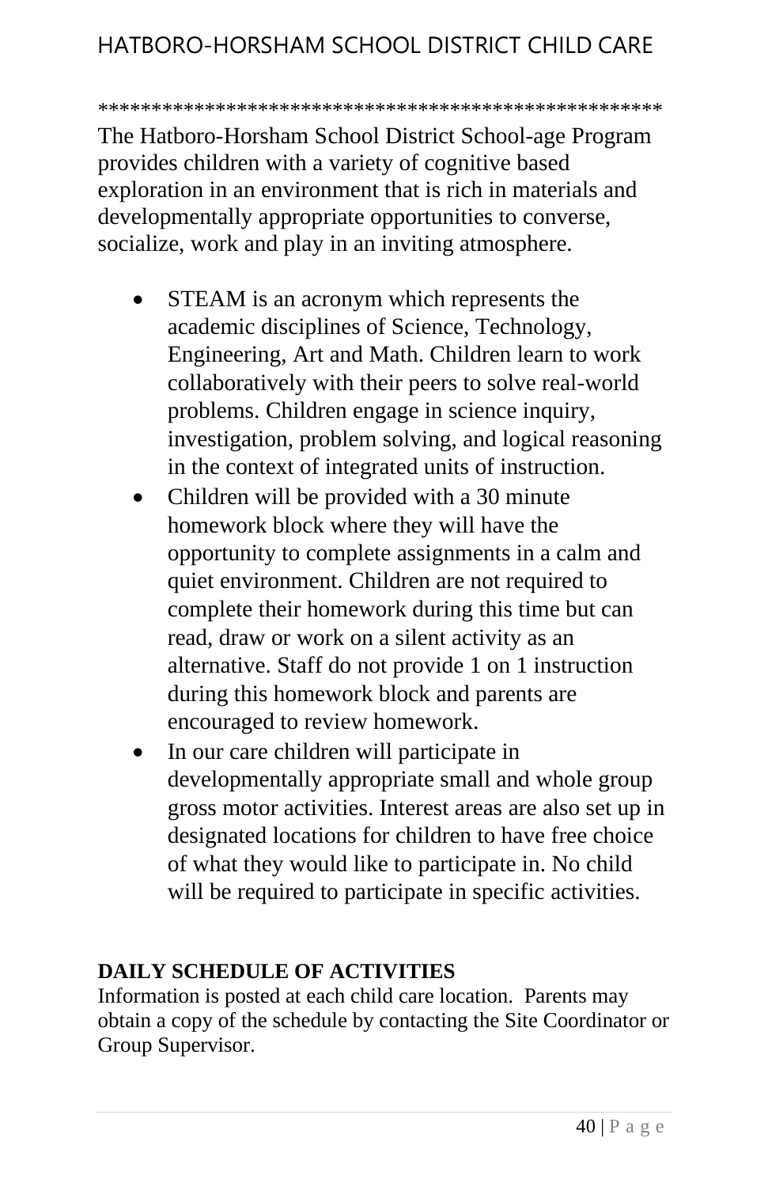*****************************************************
The Hatboro-Horsham School District School-age Program provides children with a variety of cognitive based exploration in an environment that is rich in materials and developmentally appropriate opportunities to converse, socialize, work and play in an inviting atmosphere.

- STEAM is an acronym which represents the academic disciplines of Science, Technology, Engineering, Art and Math. Children learn to work collaboratively with their peers to solve real-world problems. Children engage in science inquiry, investigation, problem solving, and logical reasoning in the context of integrated units of instruction.
- Children will be provided with a 30 minute homework block where they will have the opportunity to complete assignments in a calm and quiet environment. Children are not required to complete their homework during this time but can read, draw or work on a silent activity as an alternative. Staff do not provide 1 on 1 instruction during this homework block and parents are encouraged to review homework.
- In our care children will participate in developmentally appropriate small and whole group gross motor activities. Interest areas are also set up in designated locations for children to have free choice of what they would like to participate in. No child will be required to participate in specific activities.

**DAILY SCHEDULE OF ACTIVITIES**

Information is posted at each child care location. Parents may obtain a copy of the schedule by contacting the Site Coordinator or Group Supervisor.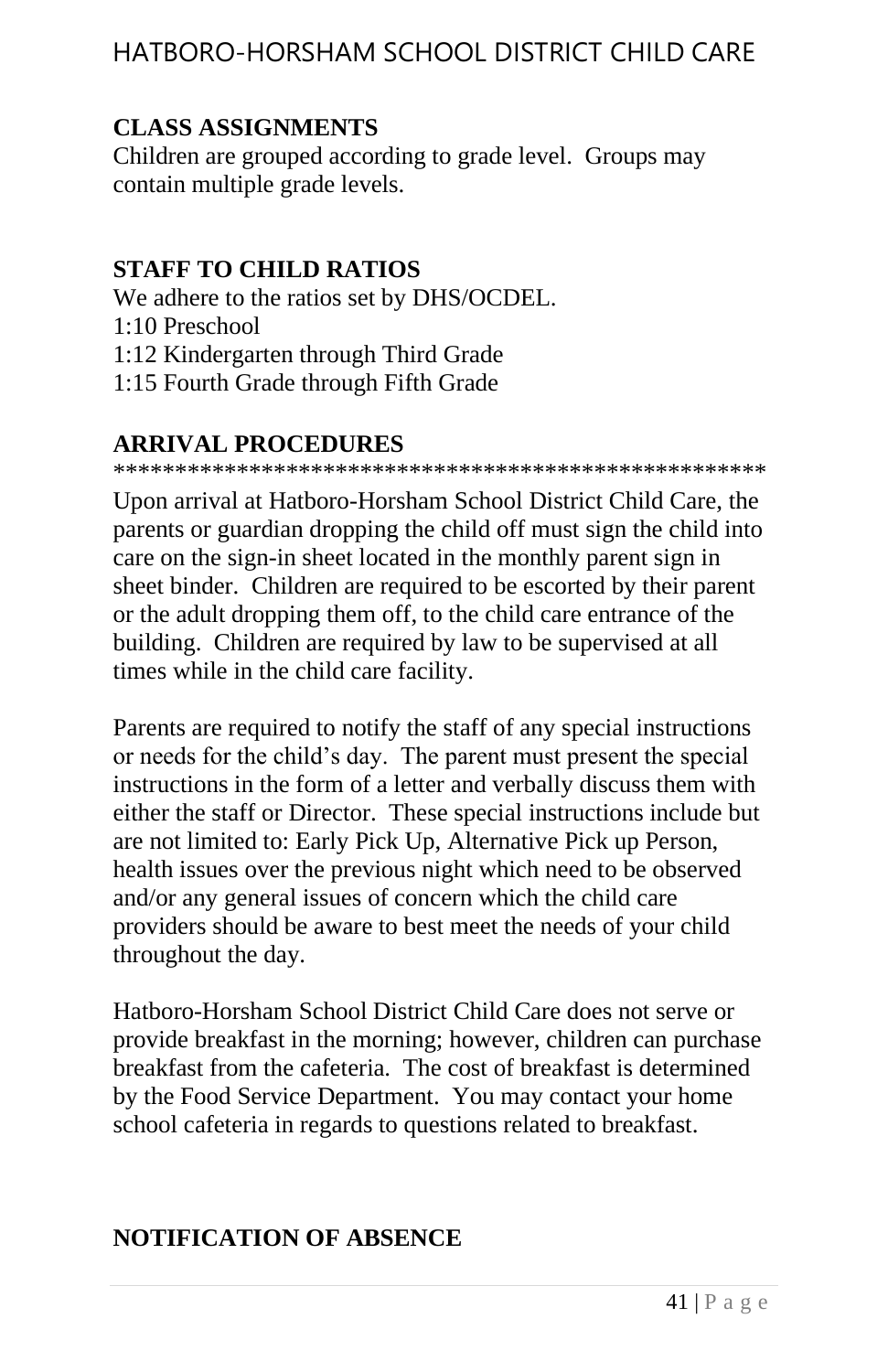## CLASS ASSIGNMENTS

Children are grouped according to grade level. Groups may contain multiple grade levels.

## STAFF TO CHILD RATIOS

We adhere to the ratios set by DHS/OCDEL.

1:10 Preschool

1:12 Kindergarten through Third Grade

1:15 Fourth Grade through Fifth Grade

## ARRIVAL PROCEDURES

*****************************************************

Upon arrival at Hatboro-Horsham School District Child Care, the parents or guardian dropping the child off must sign the child into care on the sign-in sheet located in the monthly parent sign in sheet binder. Children are required to be escorted by their parent or the adult dropping them off, to the child care entrance of the building. Children are required by law to be supervised at all times while in the child care facility.

Parents are required to notify the staff of any special instructions or needs for the child's day. The parent must present the special instructions in the form of a letter and verbally discuss them with either the staff or Director. These special instructions include but are not limited to: Early Pick Up, Alternative Pick up Person, health issues over the previous night which need to be observed and/or any general issues of concern which the child care providers should be aware to best meet the needs of your child throughout the day.

Hatboro-Horsham School District Child Care does not serve or provide breakfast in the morning; however, children can purchase breakfast from the cafeteria. The cost of breakfast is determined by the Food Service Department. You may contact your home school cafeteria in regards to questions related to breakfast.

## NOTIFICATION OF ABSENCE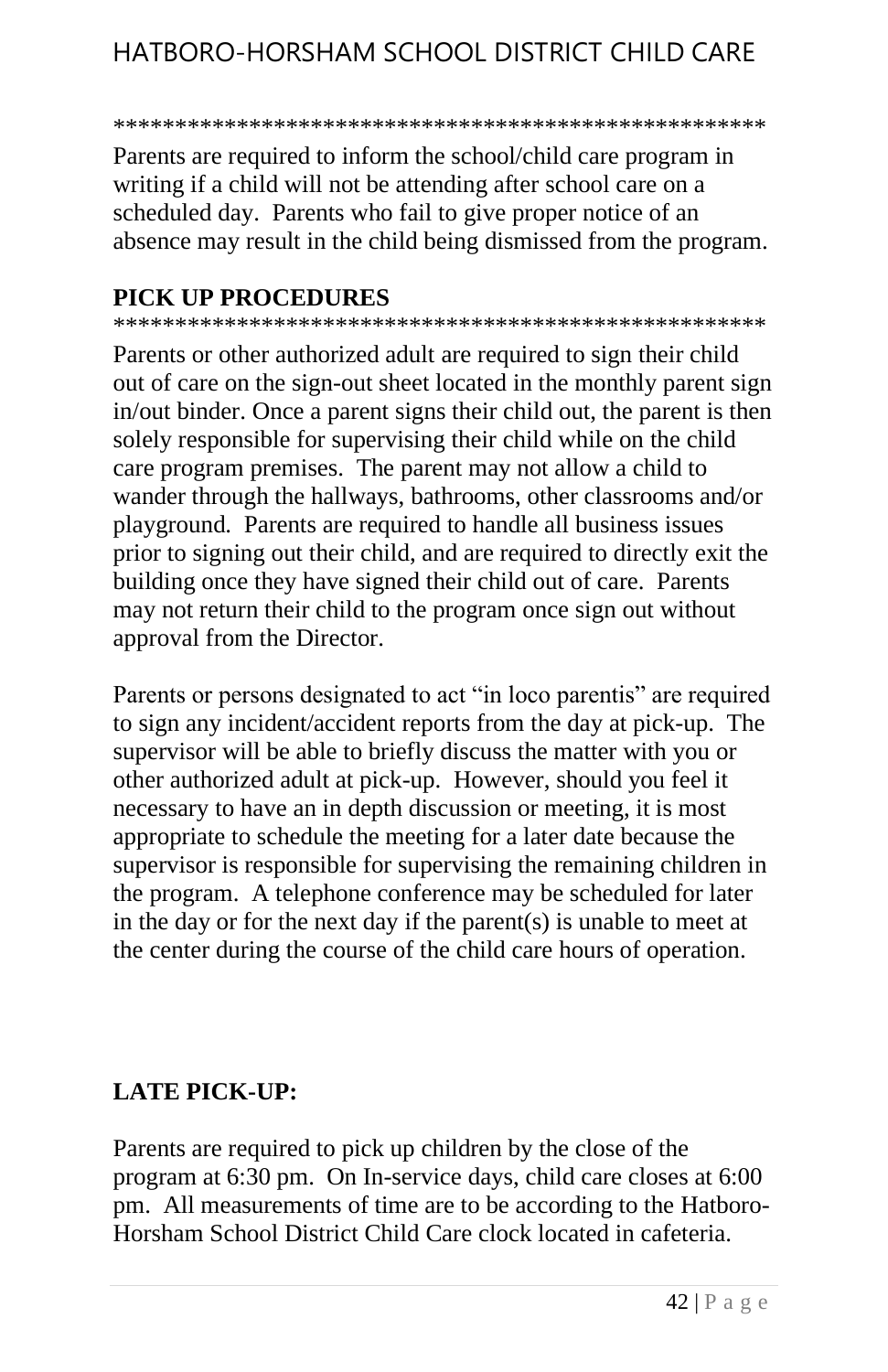*****************************************************

Parents are required to inform the school/child care program in writing if a child will not be attending after school care on a scheduled day. Parents who fail to give proper notice of an absence may result in the child being dismissed from the program.

## PICK UP PROCEDURES

*****************************************************

Parents or other authorized adult are required to sign their child out of care on the sign-out sheet located in the monthly parent sign in/out binder. Once a parent signs their child out, the parent is then solely responsible for supervising their child while on the child care program premises. The parent may not allow a child to wander through the hallways, bathrooms, other classrooms and/or playground. Parents are required to handle all business issues prior to signing out their child, and are required to directly exit the building once they have signed their child out of care. Parents may not return their child to the program once sign out without approval from the Director.

Parents or persons designated to act "in loco parentis" are required to sign any incident/accident reports from the day at pick-up. The supervisor will be able to briefly discuss the matter with you or other authorized adult at pick-up. However, should you feel it necessary to have an in depth discussion or meeting, it is most appropriate to schedule the meeting for a later date because the supervisor is responsible for supervising the remaining children in the program. A telephone conference may be scheduled for later in the day or for the next day if the parent(s) is unable to meet at the center during the course of the child care hours of operation.

## LATE PICK-UP:

Parents are required to pick up children by the close of the program at 6:30 pm. On In-service days, child care closes at 6:00 pm. All measurements of time are to be according to the Hatboro-Horsham School District Child Care clock located in cafeteria.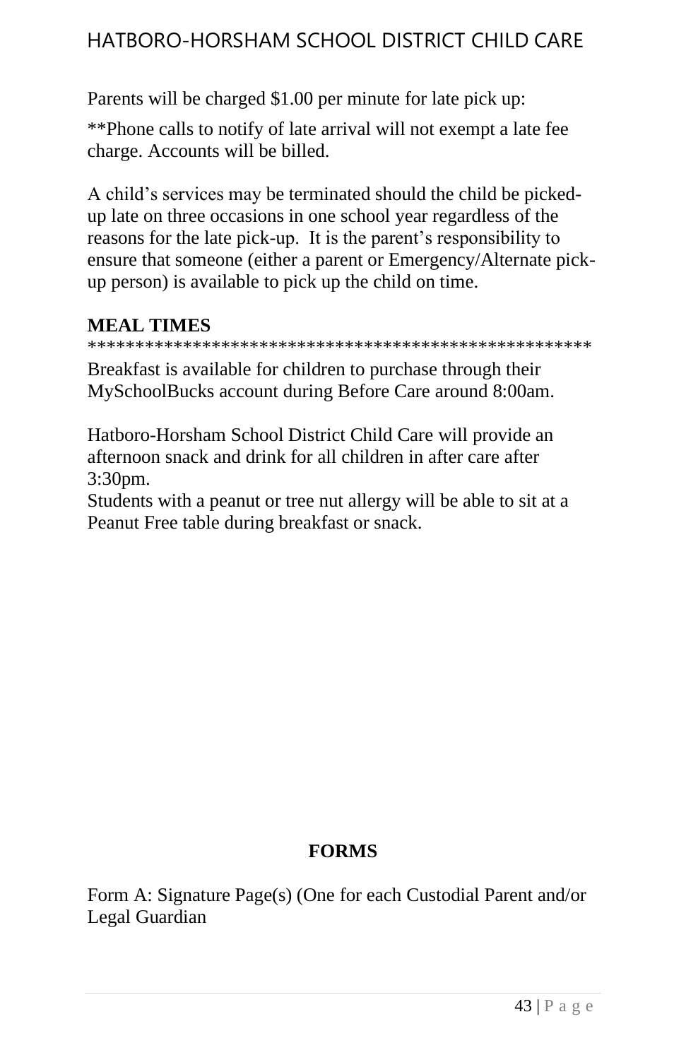Parents will be charged $1.00 per minute for late pick up:

**Phone calls to notify of late arrival will not exempt a late fee charge. Accounts will be billed.

A child's services may be terminated should the child be picked-up late on three occasions in one school year regardless of the reasons for the late pick-up. It is the parent's responsibility to ensure that someone (either a parent or Emergency/Alternate pick-up person) is available to pick up the child on time.

## MEAL TIMES

*****************************************************

Breakfast is available for children to purchase through their MySchoolBucks account during Before Care around 8:00am.

Hatboro-Horsham School District Child Care will provide an afternoon snack and drink for all children in after care after 3:30pm.
Students with a peanut or tree nut allergy will be able to sit at a Peanut Free table during breakfast or snack.

## FORMS

Form A: Signature Page(s) (One for each Custodial Parent and/or Legal Guardian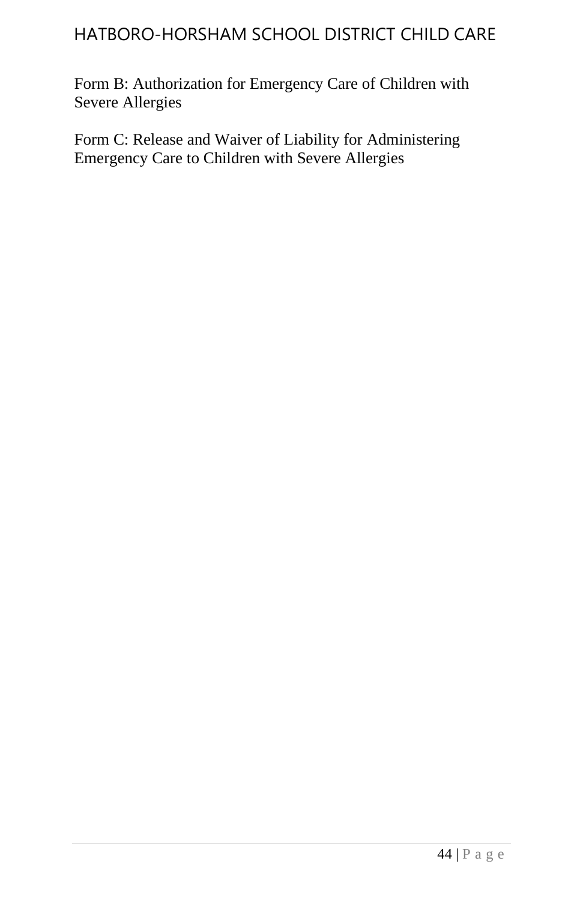Form B: Authorization for Emergency Care of Children with Severe Allergies

Form C: Release and Waiver of Liability for Administering Emergency Care to Children with Severe Allergies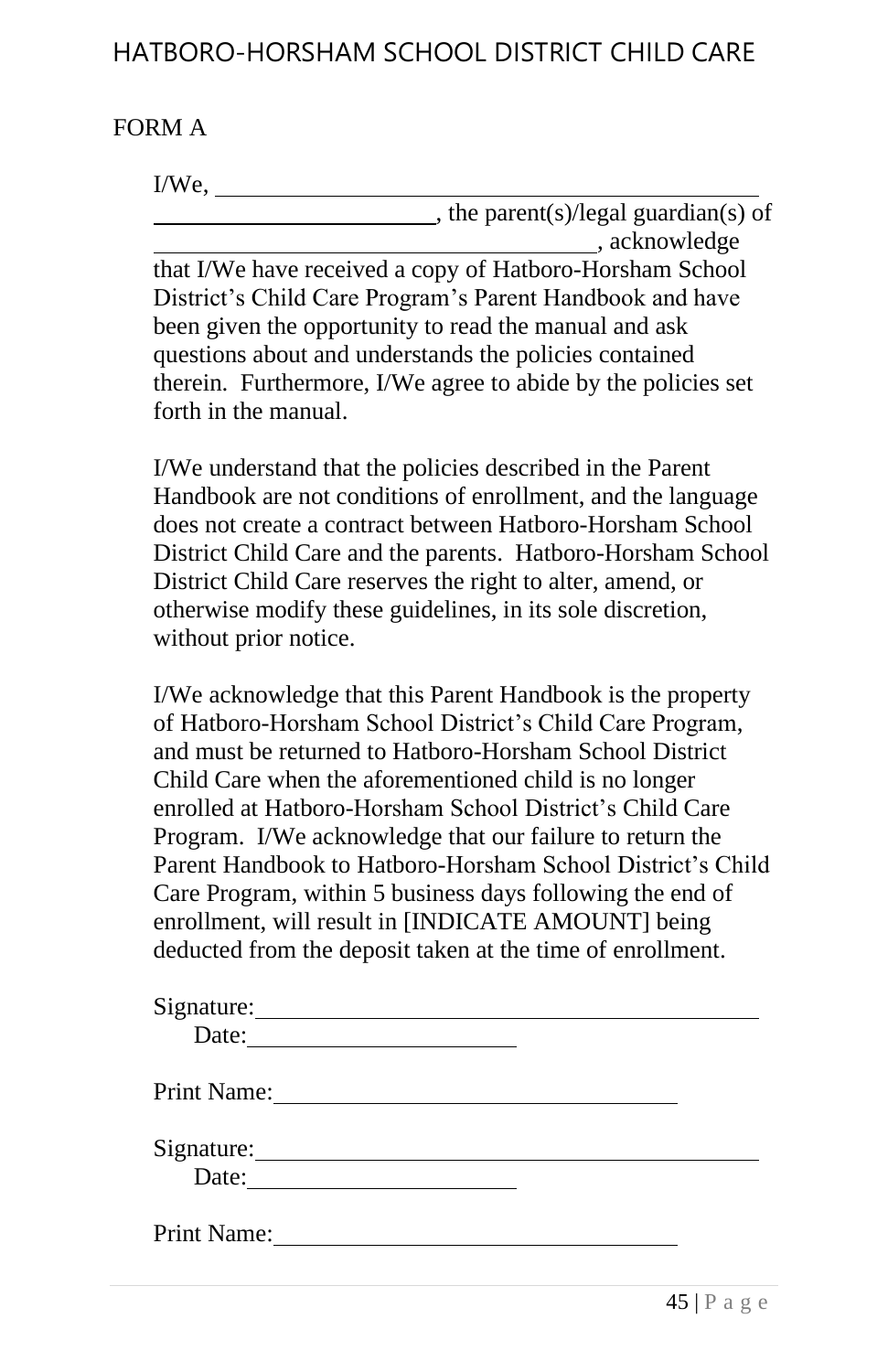FORM A

I/We, ______________________________________________ ________________________, the parent(s)/legal guardian(s) of ______________________________________, acknowledge that I/We have received a copy of Hatboro-Horsham School District's Child Care Program's Parent Handbook and have been given the opportunity to read the manual and ask questions about and understands the policies contained therein. Furthermore, I/We agree to abide by the policies set forth in the manual.

I/We understand that the policies described in the Parent Handbook are not conditions of enrollment, and the language does not create a contract between Hatboro-Horsham School District Child Care and the parents. Hatboro-Horsham School District Child Care reserves the right to alter, amend, or otherwise modify these guidelines, in its sole discretion, without prior notice.

I/We acknowledge that this Parent Handbook is the property of Hatboro-Horsham School District's Child Care Program, and must be returned to Hatboro-Horsham School District Child Care when the aforementioned child is no longer enrolled at Hatboro-Horsham School District's Child Care Program. I/We acknowledge that our failure to return the Parent Handbook to Hatboro-Horsham School District's Child Care Program, within 5 business days following the end of enrollment, will result in [INDICATE AMOUNT] being deducted from the deposit taken at the time of enrollment.

Signature:____________________________________________
Date:______________________

Print Name:__________________________________

Signature:____________________________________________
Date:______________________

Print Name:__________________________________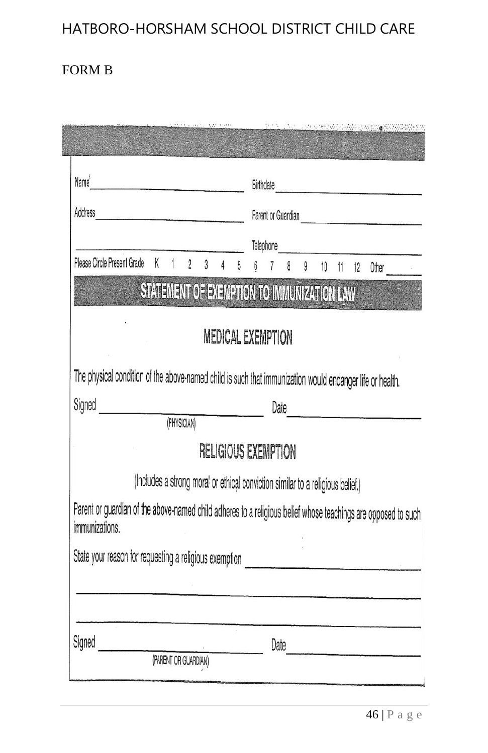HATBORO-HORSHAM SCHOOL DISTRICT CHILD CARE

FORM B

Name ______________________________ Birthdate ______________________________

Address ______________________________ Parent or Guardian ______________________________

______________________________ Telephone ______________________________

Please Circle Present Grade K 1 2 3 4 5 6 7 8 9 10 11 12 Other ______

## STATEMENT OF EXEMPTION TO IMMUNIZATION LAW

### MEDICAL EXEMPTION

The physical condition of the above-named child is such that immunization would endanger life or health.

Signed ______________________________ Date ______________________________
(PHYSICIAN)

### RELIGIOUS EXEMPTION

(Includes a strong moral or ethical conviction similar to a religious belief.)

Parent or guardian of the above-named child adheres to a religious belief whose teachings are opposed to such immunizations.

State your reason for requesting a religious exemption ______________________________

______________________________________________________________________

______________________________________________________________________

Signed ______________________________ Date ______________________________
(PARENT OR GUARDIAN)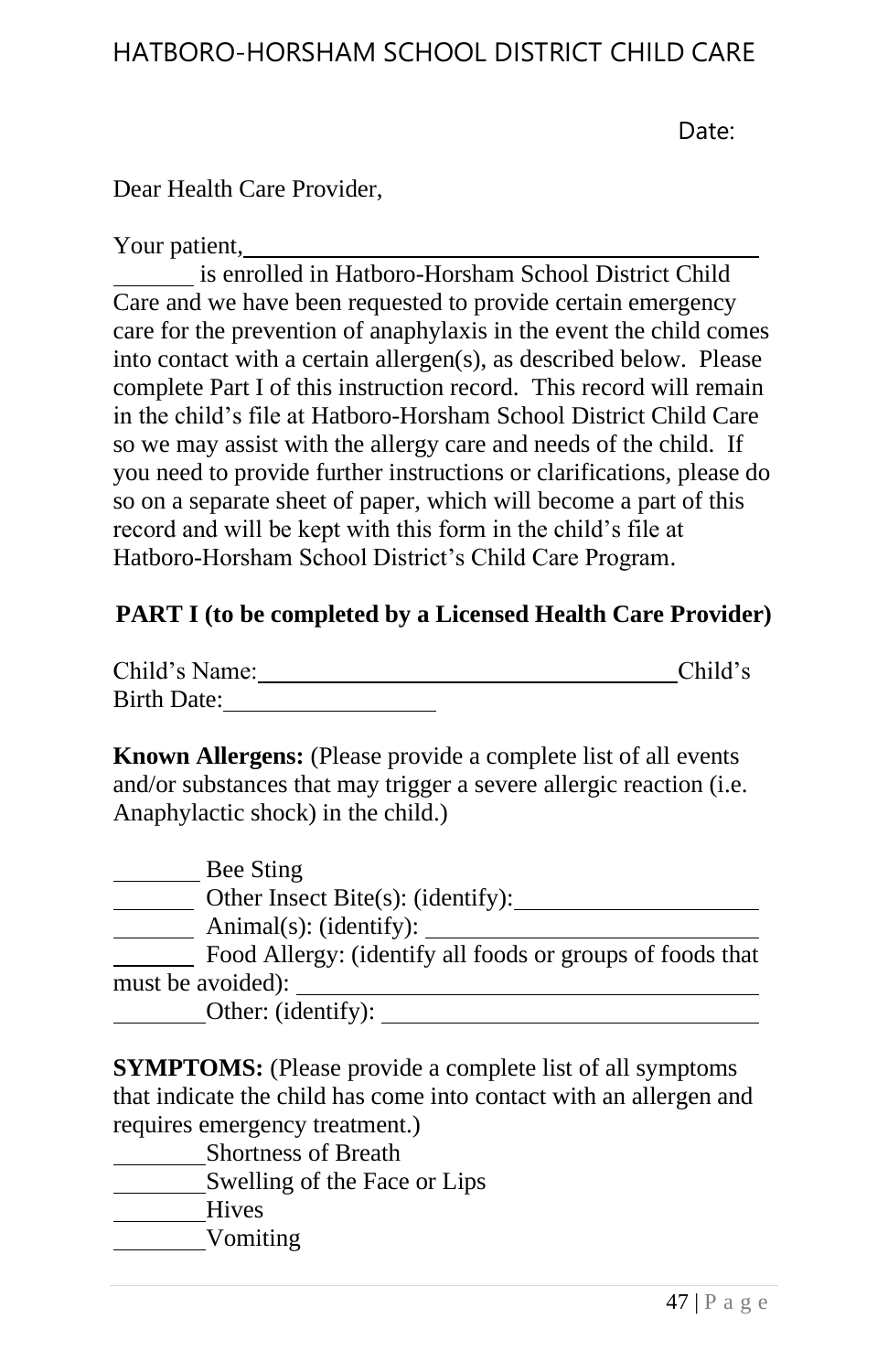# HATBORO-HORSHAM SCHOOL DISTRICT CHILD CARE

Date:

Dear Health Care Provider,

Your patient, _______________________________________________ is enrolled in Hatboro-Horsham School District Child Care and we have been requested to provide certain emergency care for the prevention of anaphylaxis in the event the child comes into contact with a certain allergen(s), as described below. Please complete Part I of this instruction record. This record will remain in the child's file at Hatboro-Horsham School District Child Care so we may assist with the allergy care and needs of the child. If you need to provide further instructions or clarifications, please do so on a separate sheet of paper, which will become a part of this record and will be kept with this form in the child's file at Hatboro-Horsham School District's Child Care Program.

## PART I (to be completed by a Licensed Health Care Provider)

Child's Name: ___________________________________ Child's Birth Date: ________________

**Known Allergens:** (Please provide a complete list of all events and/or substances that may trigger a severe allergic reaction (i.e. Anaphylactic shock) in the child.)

_______ Bee Sting
_______ Other Insect Bite(s): (identify): ____________________
_______ Animal(s): (identify): ___________________________
_______ Food Allergy: (identify all foods or groups of foods that must be avoided): ________________________________________
_______ Other: (identify): _______________________________

**SYMPTOMS:** (Please provide a complete list of all symptoms that indicate the child has come into contact with an allergen and requires emergency treatment.)

_______ Shortness of Breath
_______ Swelling of the Face or Lips
_______ Hives
_______ Vomiting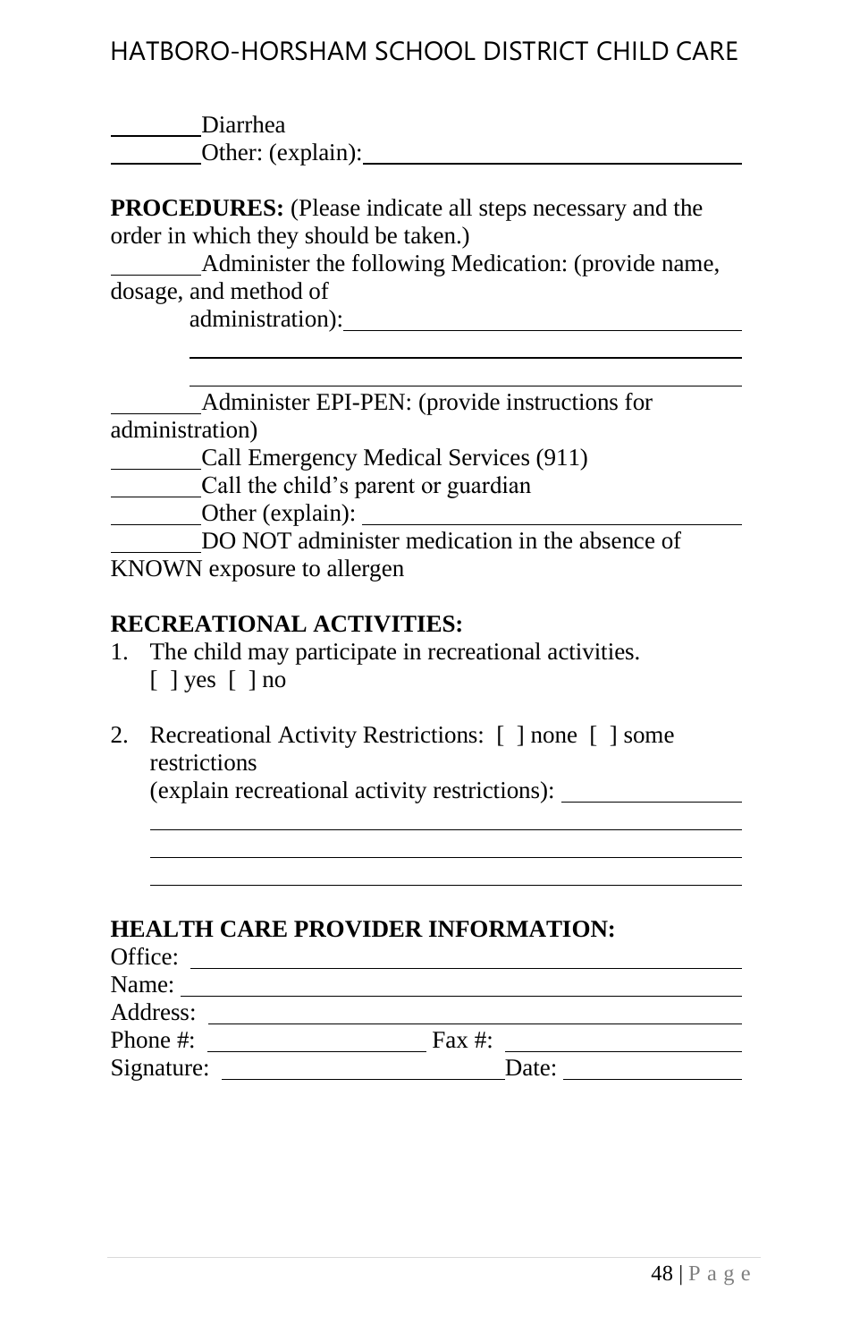________Diarrhea
________Other: (explain):________________________________

**PROCEDURES:** (Please indicate all steps necessary and the order in which they should be taken.)

________Administer the following Medication: (provide name, dosage, and method of administration):________________________________
________________________________________________
________________________________________________

________Administer EPI-PEN: (provide instructions for administration)
________Call Emergency Medical Services (911)
________Call the child's parent or guardian
________Other (explain): ________________________________
________DO NOT administer medication in the absence of KNOWN exposure to allergen

**RECREATIONAL ACTIVITIES:**

1. The child may participate in recreational activities.
   [ ] yes [ ] no

2. Recreational Activity Restrictions: [ ] none [ ] some restrictions
   (explain recreational activity restrictions): ________________
   ________________________________________________
   ________________________________________________
   ________________________________________________

**HEALTH CARE PROVIDER INFORMATION:**

Office: ________________________________________________
Name: ________________________________________________
Address: ________________________________________________
Phone #: ____________________ Fax #: ____________________
Signature: ________________________ Date: ________________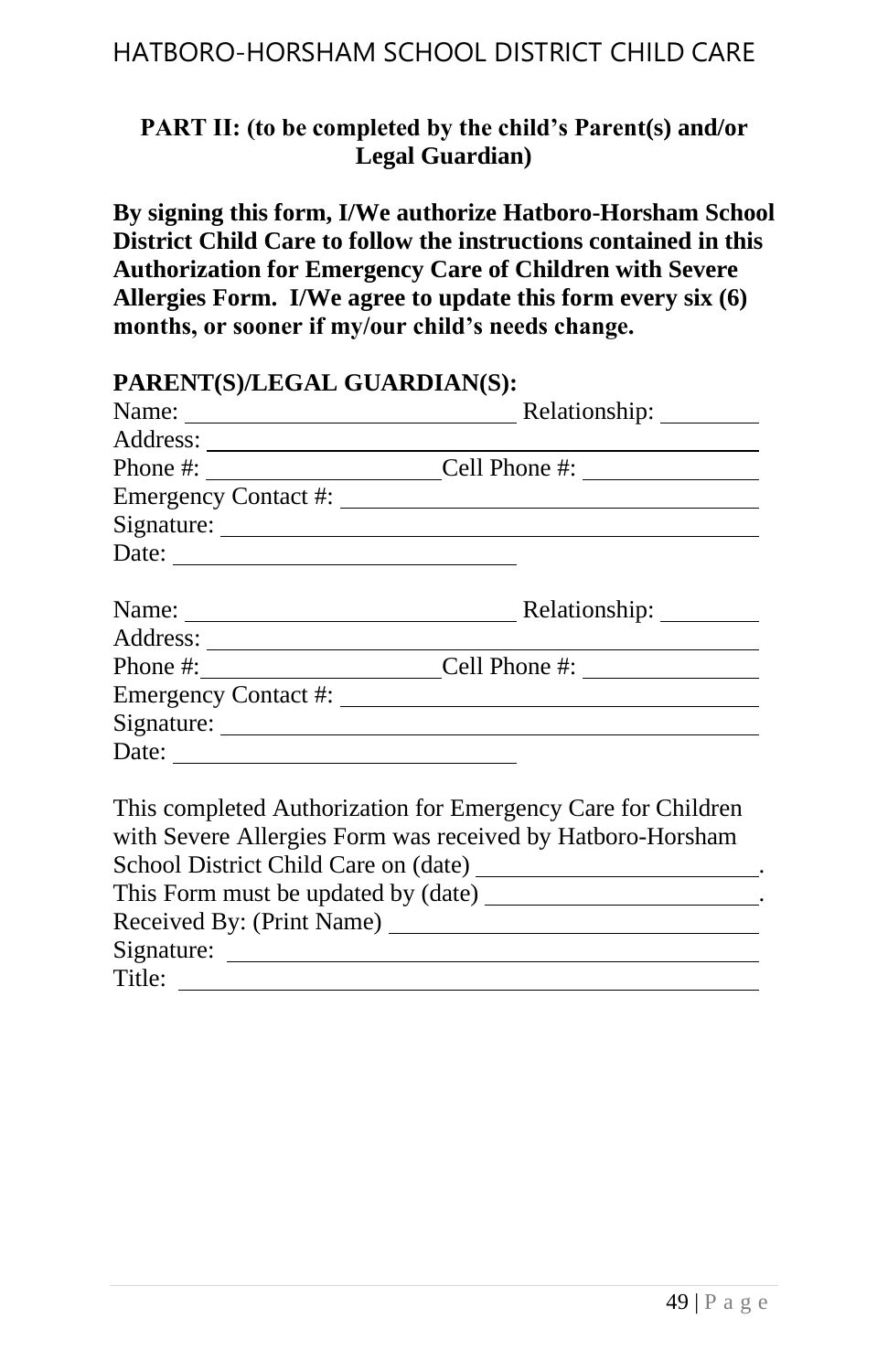**PART II: (to be completed by the child's Parent(s) and/or Legal Guardian)**

**By signing this form, I/We authorize Hatboro-Horsham School District Child Care to follow the instructions contained in this Authorization for Emergency Care of Children with Severe Allergies Form. I/We agree to update this form every six (6) months, or sooner if my/our child's needs change.**

**PARENT(S)/LEGAL GUARDIAN(S):**

Name: ______________________________ Relationship: __________
Address: ______________________________________________
Phone #: ____________________ Cell Phone #: ______________
Emergency Contact #: ___________________________________
Signature: _____________________________________________
Date: ______________________________

Name: ______________________________ Relationship: __________
Address: ______________________________________________
Phone #: ____________________ Cell Phone #: ______________
Emergency Contact #: ___________________________________
Signature: _____________________________________________
Date: ______________________________

This completed Authorization for Emergency Care for Children with Severe Allergies Form was received by Hatboro-Horsham School District Child Care on (date) ________________________.
This Form must be updated by (date) ________________________.
Received By: (Print Name) _________________________________
Signature: _____________________________________________
Title: _________________________________________________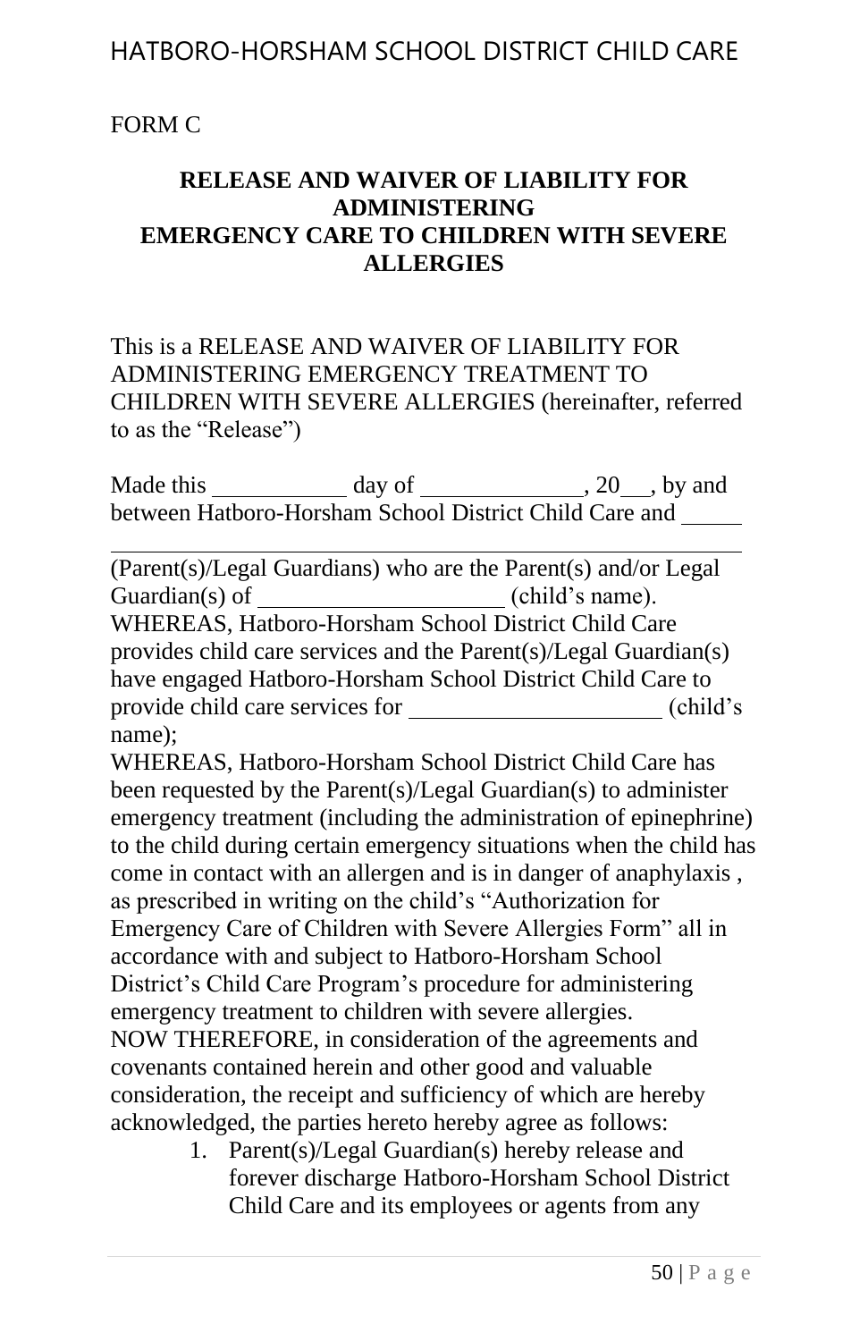FORM C

**RELEASE AND WAIVER OF LIABILITY FOR ADMINISTERING EMERGENCY CARE TO CHILDREN WITH SEVERE ALLERGIES**

This is a RELEASE AND WAIVER OF LIABILITY FOR ADMINISTERING EMERGENCY TREATMENT TO CHILDREN WITH SEVERE ALLERGIES (hereinafter, referred to as the "Release")

Made this ___________ day of _____________, 20___, by and between Hatboro-Horsham School District Child Care and _____

_______________________________________________________

(Parent(s)/Legal Guardians) who are the Parent(s) and/or Legal Guardian(s) of ____________________ (child's name).
WHEREAS, Hatboro-Horsham School District Child Care provides child care services and the Parent(s)/Legal Guardian(s) have engaged Hatboro-Horsham School District Child Care to provide child care services for _____________________ (child's name);
WHEREAS, Hatboro-Horsham School District Child Care has been requested by the Parent(s)/Legal Guardian(s) to administer emergency treatment (including the administration of epinephrine) to the child during certain emergency situations when the child has come in contact with an allergen and is in danger of anaphylaxis , as prescribed in writing on the child's "Authorization for Emergency Care of Children with Severe Allergies Form" all in accordance with and subject to Hatboro-Horsham School District's Child Care Program's procedure for administering emergency treatment to children with severe allergies.
NOW THEREFORE, in consideration of the agreements and covenants contained herein and other good and valuable consideration, the receipt and sufficiency of which are hereby acknowledged, the parties hereto hereby agree as follows:

1. Parent(s)/Legal Guardian(s) hereby release and forever discharge Hatboro-Horsham School District Child Care and its employees or agents from any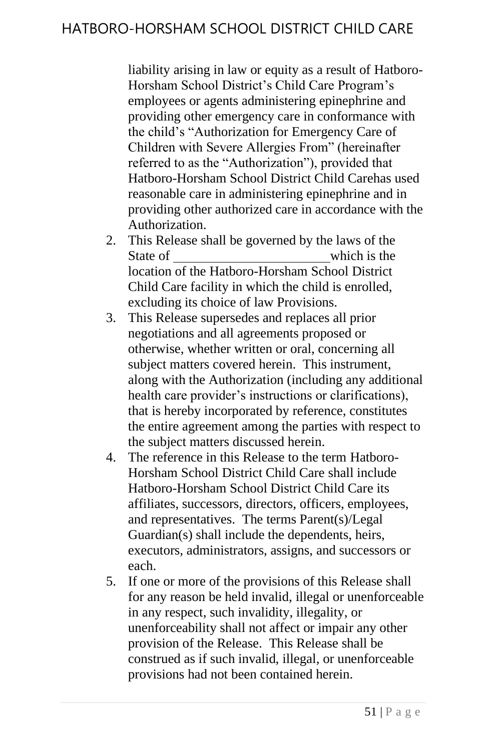liability arising in law or equity as a result of Hatboro-Horsham School District's Child Care Program's employees or agents administering epinephrine and providing other emergency care in conformance with the child's "Authorization for Emergency Care of Children with Severe Allergies From" (hereinafter referred to as the "Authorization"), provided that Hatboro-Horsham School District Child Carehas used reasonable care in administering epinephrine and in providing other authorized care in accordance with the Authorization.

2. This Release shall be governed by the laws of the State of ______________________ which is the location of the Hatboro-Horsham School District Child Care facility in which the child is enrolled, excluding its choice of law Provisions.
3. This Release supersedes and replaces all prior negotiations and all agreements proposed or otherwise, whether written or oral, concerning all subject matters covered herein. This instrument, along with the Authorization (including any additional health care provider's instructions or clarifications), that is hereby incorporated by reference, constitutes the entire agreement among the parties with respect to the subject matters discussed herein.
4. The reference in this Release to the term Hatboro-Horsham School District Child Care shall include Hatboro-Horsham School District Child Care its affiliates, successors, directors, officers, employees, and representatives. The terms Parent(s)/Legal Guardian(s) shall include the dependents, heirs, executors, administrators, assigns, and successors or each.
5. If one or more of the provisions of this Release shall for any reason be held invalid, illegal or unenforceable in any respect, such invalidity, illegality, or unenforceability shall not affect or impair any other provision of the Release. This Release shall be construed as if such invalid, illegal, or unenforceable provisions had not been contained herein.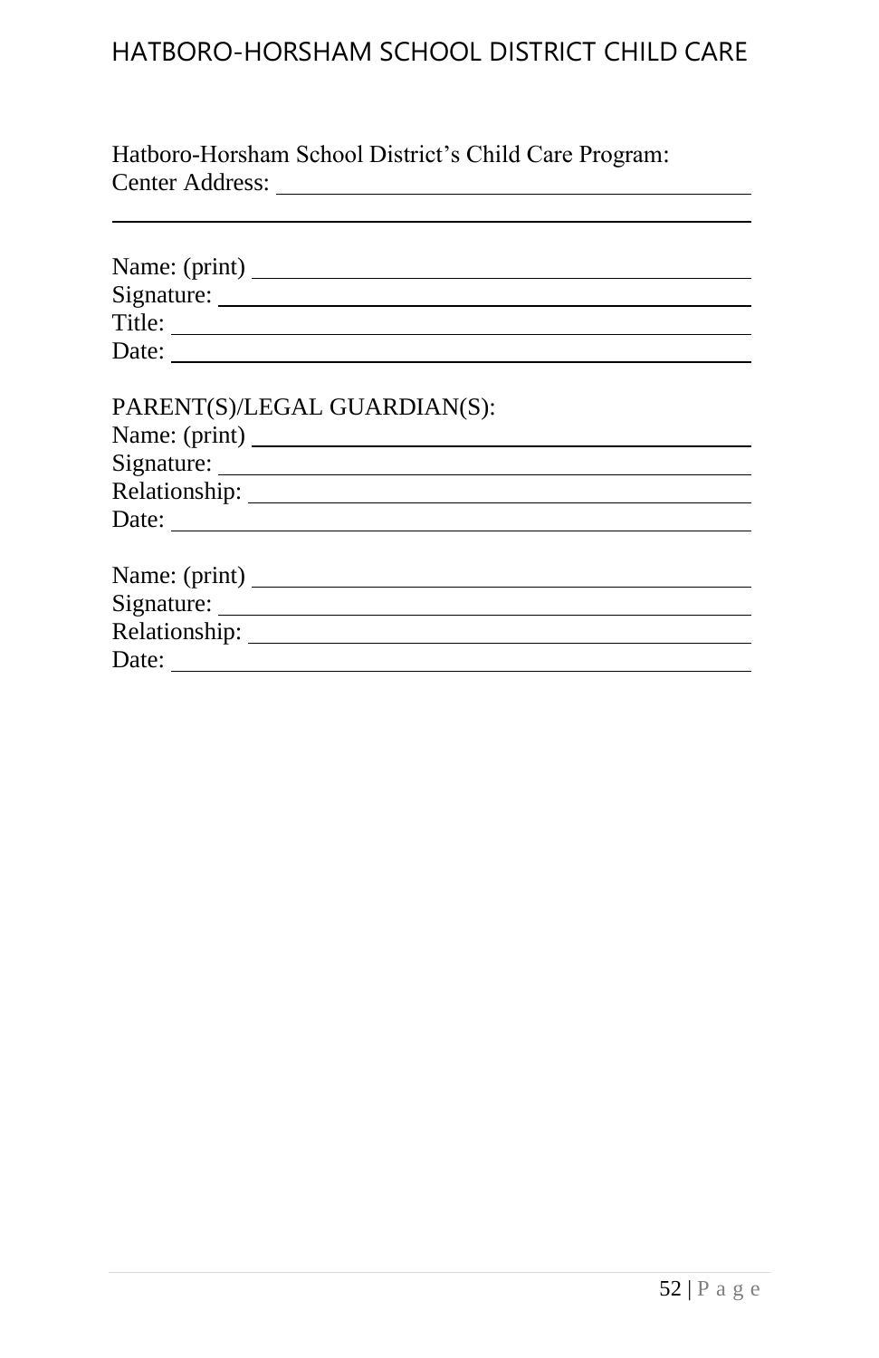Hatboro-Horsham School District's Child Care Program:
Center Address: ________________________________________

________________________________________________________

Name: (print) ________________________________________
Signature: ________________________________________
Title: ________________________________________
Date: ________________________________________

PARENT(S)/LEGAL GUARDIAN(S):
Name: (print) ________________________________________
Signature: ________________________________________
Relationship: ________________________________________
Date: ________________________________________

Name: (print) ________________________________________
Signature: ________________________________________
Relationship: ________________________________________
Date: ________________________________________